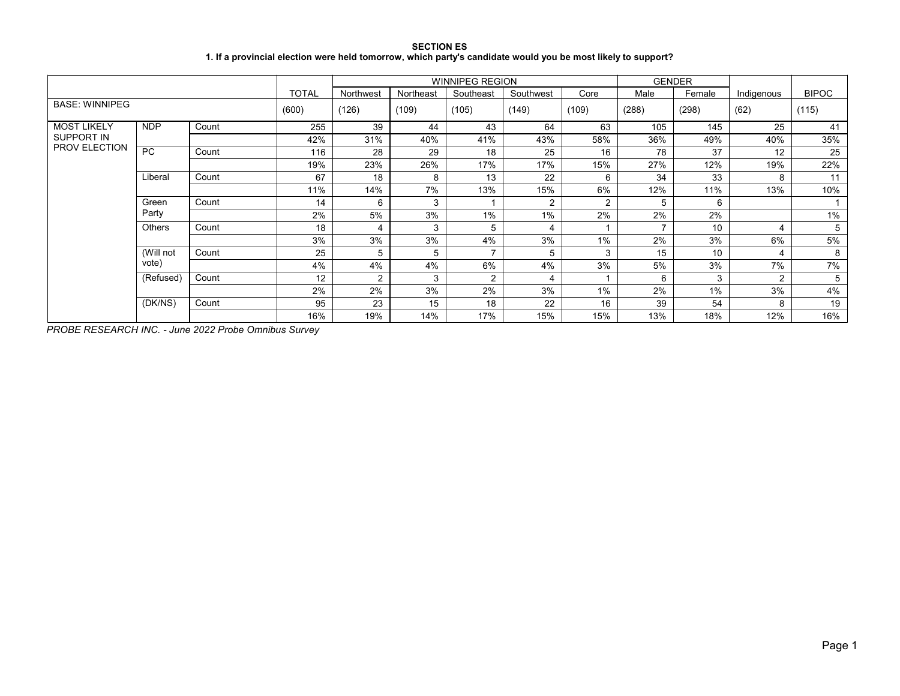**SECTION ES**

**1. If a provincial election were held tomorrow, which party's candidate would you be most likely to support?**

| | | | TOTAL | WINNIPEG REGION | | | | | GENDER | | Indigenous | BIPOC |
|---|---|---|---|---|---|---|---|---|---|---|---|---|
| | | | | Northwest | Northeast | Southeast | Southwest | Core | Male | Female | | |
| BASE: WINNIPEG | | | (600) | (126) | (109) | (105) | (149) | (109) | (288) | (298) | (62) | (115) |
| MOST LIKELY SUPPORT IN PROV ELECTION | NDP | Count | 255 | 39 | 44 | 43 | 64 | 63 | 105 | 145 | 25 | 41 |
| | | | 42% | 31% | 40% | 41% | 43% | 58% | 36% | 49% | 40% | 35% |
| | PC | Count | 116 | 28 | 29 | 18 | 25 | 16 | 78 | 37 | 12 | 25 |
| | | | 19% | 23% | 26% | 17% | 17% | 15% | 27% | 12% | 19% | 22% |
| | Liberal | Count | 67 | 18 | 8 | 13 | 22 | 6 | 34 | 33 | 8 | 11 |
| | | | 11% | 14% | 7% | 13% | 15% | 6% | 12% | 11% | 13% | 10% |
| | Green Party | Count | 14 | 6 | 3 | 1 | 2 | 2 | 5 | 6 | | 1 |
| | | | 2% | 5% | 3% | 1% | 1% | 2% | 2% | 2% | | 1% |
| | Others | Count | 18 | 4 | 3 | 5 | 4 | 1 | 7 | 10 | 4 | 5 |
| | | | 3% | 3% | 3% | 4% | 3% | 1% | 2% | 3% | 6% | 5% |
| | (Will not vote) | Count | 25 | 5 | 5 | 7 | 5 | 3 | 15 | 10 | 4 | 8 |
| | | | 4% | 4% | 4% | 6% | 4% | 3% | 5% | 3% | 7% | 7% |
| | (Refused) | Count | 12 | 2 | 3 | 2 | 4 | 1 | 6 | 3 | 2 | 5 |
| | | | 2% | 2% | 3% | 2% | 3% | 1% | 2% | 1% | 3% | 4% |
| | (DK/NS) | Count | 95 | 23 | 15 | 18 | 22 | 16 | 39 | 54 | 8 | 19 |
| | | | 16% | 19% | 14% | 17% | 15% | 15% | 13% | 18% | 12% | 16% |

*PROBE RESEARCH INC. - June 2022 Probe Omnibus Survey*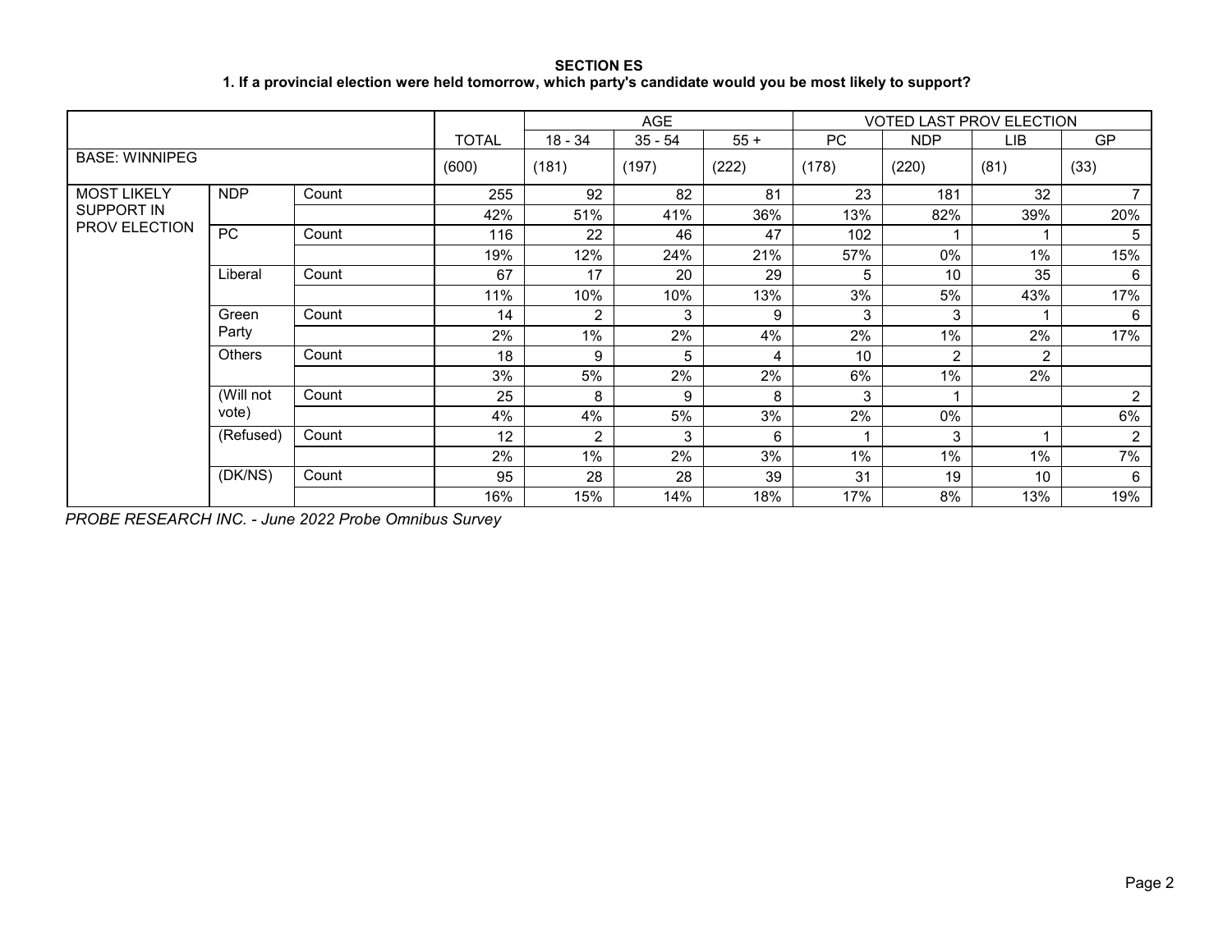**SECTION ES**

**1. If a provincial election were held tomorrow, which party's candidate would you be most likely to support?**

| | | | TOTAL | AGE | | | VOTED LAST PROV ELECTION | | | |
|---|---|---|---|---|---|---|---|---|---|---|
| | | | | 18 - 34 | 35 - 54 | 55 + | PC | NDP | LIB | GP |
| BASE: WINNIPEG | | | (600) | (181) | (197) | (222) | (178) | (220) | (81) | (33) |
| MOST LIKELY SUPPORT IN PROV ELECTION | NDP | Count | 255 | 92 | 82 | 81 | 23 | 181 | 32 | 7 |
| | | | 42% | 51% | 41% | 36% | 13% | 82% | 39% | 20% |
| | PC | Count | 116 | 22 | 46 | 47 | 102 | 1 | 1 | 5 |
| | | | 19% | 12% | 24% | 21% | 57% | 0% | 1% | 15% |
| | Liberal | Count | 67 | 17 | 20 | 29 | 5 | 10 | 35 | 6 |
| | | | 11% | 10% | 10% | 13% | 3% | 5% | 43% | 17% |
| | Green Party | Count | 14 | 2 | 3 | 9 | 3 | 3 | 1 | 6 |
| | | | 2% | 1% | 2% | 4% | 2% | 1% | 2% | 17% |
| | Others | Count | 18 | 9 | 5 | 4 | 10 | 2 | 2 | |
| | | | 3% | 5% | 2% | 2% | 6% | 1% | 2% | |
| | (Will not vote) | Count | 25 | 8 | 9 | 8 | 3 | 1 | | 2 |
| | | | 4% | 4% | 5% | 3% | 2% | 0% | | 6% |
| | (Refused) | Count | 12 | 2 | 3 | 6 | 1 | 3 | 1 | 2 |
| | | | 2% | 1% | 2% | 3% | 1% | 1% | 1% | 7% |
| | (DK/NS) | Count | 95 | 28 | 28 | 39 | 31 | 19 | 10 | 6 |
| | | | 16% | 15% | 14% | 18% | 17% | 8% | 13% | 19% |

*PROBE RESEARCH INC. - June 2022 Probe Omnibus Survey*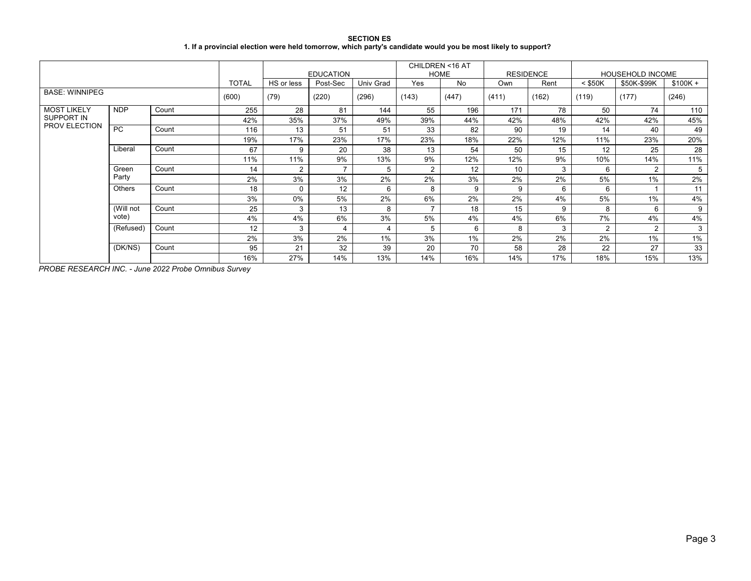**SECTION ES**

**1. If a provincial election were held tomorrow, which party's candidate would you be most likely to support?**

| | | | | EDUCATION | | | CHILDREN <16 AT HOME | | RESIDENCE | | HOUSEHOLD INCOME | | |
|---|---|---|---|---|---|---|---|---|---|---|---|---|---|
| | | | TOTAL | HS or less | Post-Sec | Univ Grad | Yes | No | Own | Rent | < $50K | $50K-$99K | $100K + |
| BASE: WINNIPEG | | | (600) | (79) | (220) | (296) | (143) | (447) | (411) | (162) | (119) | (177) | (246) |
| MOST LIKELY SUPPORT IN PROV ELECTION | NDP | Count | 255 | 28 | 81 | 144 | 55 | 196 | 171 | 78 | 50 | 74 | 110 |
| | | | 42% | 35% | 37% | 49% | 39% | 44% | 42% | 48% | 42% | 42% | 45% |
| | PC | Count | 116 | 13 | 51 | 51 | 33 | 82 | 90 | 19 | 14 | 40 | 49 |
| | | | 19% | 17% | 23% | 17% | 23% | 18% | 22% | 12% | 11% | 23% | 20% |
| | Liberal | Count | 67 | 9 | 20 | 38 | 13 | 54 | 50 | 15 | 12 | 25 | 28 |
| | | | 11% | 11% | 9% | 13% | 9% | 12% | 12% | 9% | 10% | 14% | 11% |
| | Green Party | Count | 14 | 2 | 7 | 5 | 2 | 12 | 10 | 3 | 6 | 2 | 5 |
| | | | 2% | 3% | 3% | 2% | 2% | 3% | 2% | 2% | 5% | 1% | 2% |
| | Others | Count | 18 | 0 | 12 | 6 | 8 | 9 | 9 | 6 | 6 | 1 | 11 |
| | | | 3% | 0% | 5% | 2% | 6% | 2% | 2% | 4% | 5% | 1% | 4% |
| | (Will not vote) | Count | 25 | 3 | 13 | 8 | 7 | 18 | 15 | 9 | 8 | 6 | 9 |
| | | | 4% | 4% | 6% | 3% | 5% | 4% | 4% | 6% | 7% | 4% | 4% |
| | (Refused) | Count | 12 | 3 | 4 | 4 | 5 | 6 | 8 | 3 | 2 | 2 | 3 |
| | | | 2% | 3% | 2% | 1% | 3% | 1% | 2% | 2% | 2% | 1% | 1% |
| | (DK/NS) | Count | 95 | 21 | 32 | 39 | 20 | 70 | 58 | 28 | 22 | 27 | 33 |
| | | | 16% | 27% | 14% | 13% | 14% | 16% | 14% | 17% | 18% | 15% | 13% |

*PROBE RESEARCH INC. - June 2022 Probe Omnibus Survey*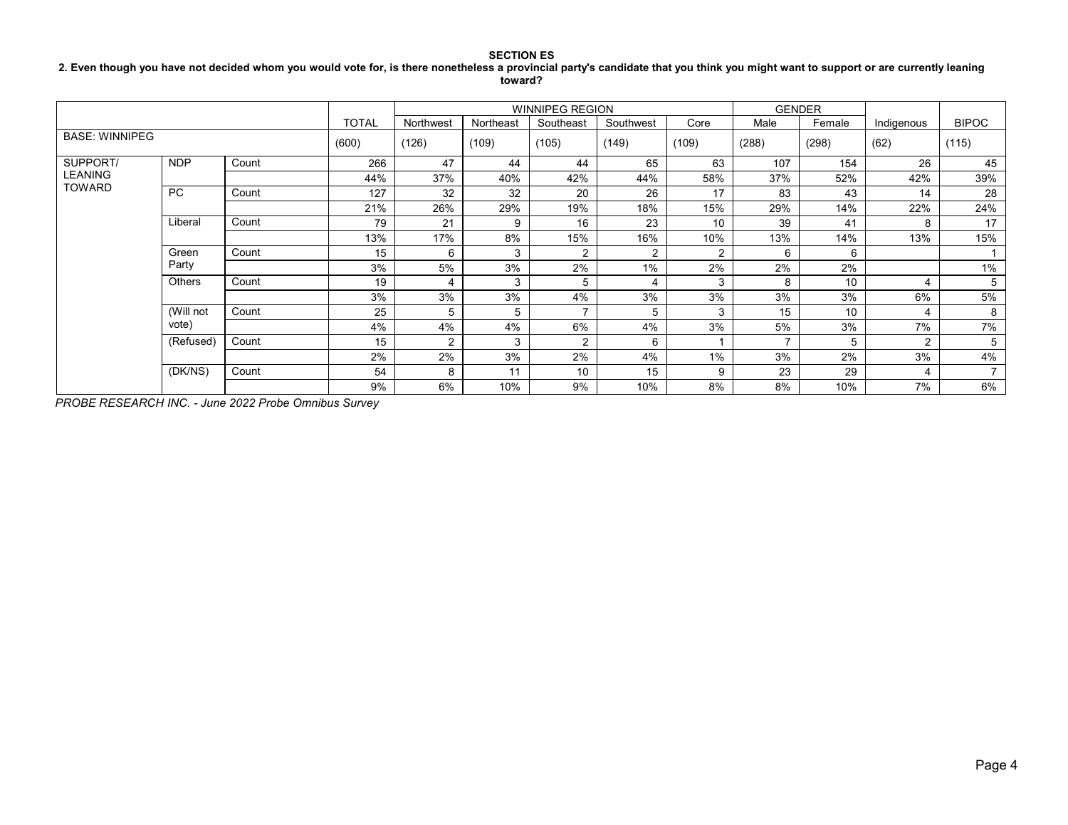**SECTION ES**

**2. Even though you have not decided whom you would vote for, is there nonetheless a provincial party's candidate that you think you might want to support or are currently leaning toward?**

| | | | TOTAL | WINNIPEG REGION | | | | | GENDER | | Indigenous | BIPOC |
|---|---|---|---|---|---|---|---|---|---|---|---|---|
| | | | | Northwest | Northeast | Southeast | Southwest | Core | Male | Female | | |
| BASE: WINNIPEG | | | (600) | (126) | (109) | (105) | (149) | (109) | (288) | (298) | (62) | (115) |
| SUPPORT/ LEANING TOWARD | NDP | Count | 266 | 47 | 44 | 44 | 65 | 63 | 107 | 154 | 26 | 45 |
| | | | 44% | 37% | 40% | 42% | 44% | 58% | 37% | 52% | 42% | 39% |
| | PC | Count | 127 | 32 | 32 | 20 | 26 | 17 | 83 | 43 | 14 | 28 |
| | | | 21% | 26% | 29% | 19% | 18% | 15% | 29% | 14% | 22% | 24% |
| | Liberal | Count | 79 | 21 | 9 | 16 | 23 | 10 | 39 | 41 | 8 | 17 |
| | | | 13% | 17% | 8% | 15% | 16% | 10% | 13% | 14% | 13% | 15% |
| | Green Party | Count | 15 | 6 | 3 | 2 | 2 | 2 | 6 | 6 | | 1 |
| | | | 3% | 5% | 3% | 2% | 1% | 2% | 2% | 2% | | 1% |
| | Others | Count | 19 | 4 | 3 | 5 | 4 | 3 | 8 | 10 | 4 | 5 |
| | | | 3% | 3% | 3% | 4% | 3% | 3% | 3% | 3% | 6% | 5% |
| | (Will not vote) | Count | 25 | 5 | 5 | 7 | 5 | 3 | 15 | 10 | 4 | 8 |
| | | | 4% | 4% | 4% | 6% | 4% | 3% | 5% | 3% | 7% | 7% |
| | (Refused) | Count | 15 | 2 | 3 | 2 | 6 | 1 | 7 | 5 | 2 | 5 |
| | | | 2% | 2% | 3% | 2% | 4% | 1% | 3% | 2% | 3% | 4% |
| | (DK/NS) | Count | 54 | 8 | 11 | 10 | 15 | 9 | 23 | 29 | 4 | 7 |
| | | | 9% | 6% | 10% | 9% | 10% | 8% | 8% | 10% | 7% | 6% |

*PROBE RESEARCH INC. - June 2022 Probe Omnibus Survey*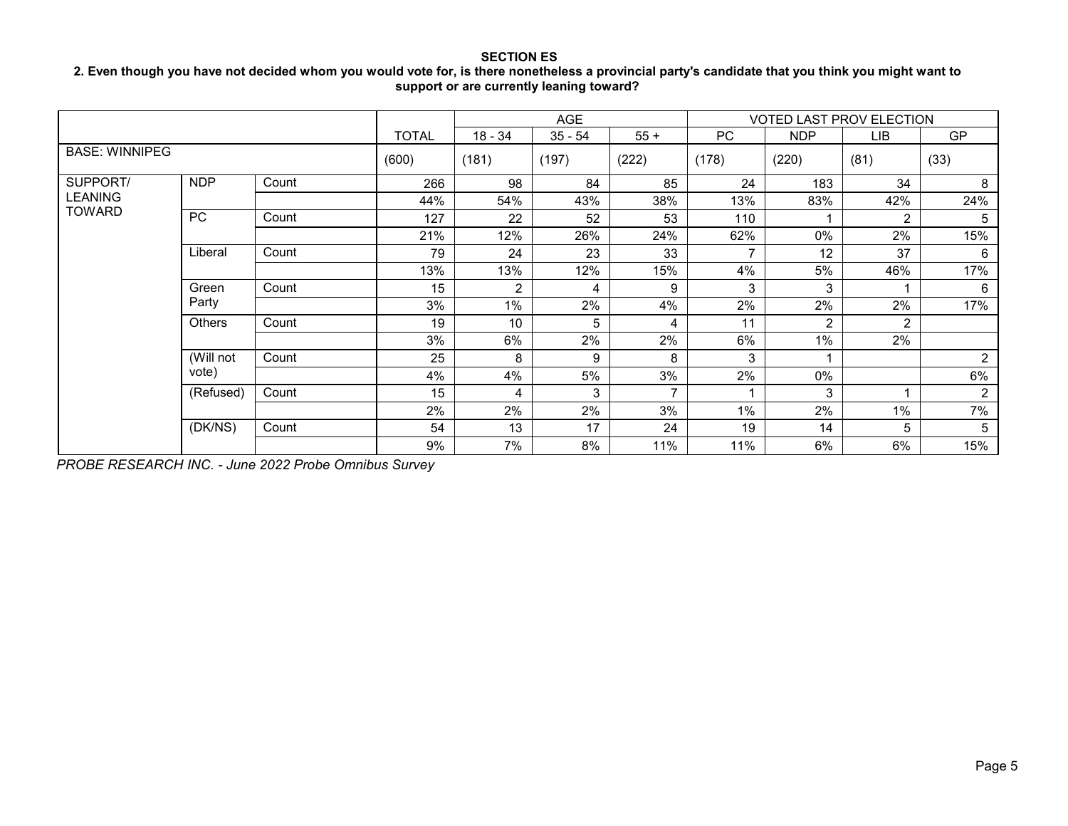**SECTION ES**

**2. Even though you have not decided whom you would vote for, is there nonetheless a provincial party's candidate that you think you might want to support or are currently leaning toward?**

| | | | | AGE | | | VOTED LAST PROV ELECTION | | | |
|---|---|---|---|---|---|---|---|---|---|---|
| | | | TOTAL | 18 - 34 | 35 - 54 | 55 + | PC | NDP | LIB | GP |
| BASE: WINNIPEG | | | (600) | (181) | (197) | (222) | (178) | (220) | (81) | (33) |
| SUPPORT/ LEANING TOWARD | NDP | Count | 266 | 98 | 84 | 85 | 24 | 183 | 34 | 8 |
| | | | 44% | 54% | 43% | 38% | 13% | 83% | 42% | 24% |
| | PC | Count | 127 | 22 | 52 | 53 | 110 | 1 | 2 | 5 |
| | | | 21% | 12% | 26% | 24% | 62% | 0% | 2% | 15% |
| | Liberal | Count | 79 | 24 | 23 | 33 | 7 | 12 | 37 | 6 |
| | | | 13% | 13% | 12% | 15% | 4% | 5% | 46% | 17% |
| | Green Party | Count | 15 | 2 | 4 | 9 | 3 | 3 | 1 | 6 |
| | | | 3% | 1% | 2% | 4% | 2% | 2% | 2% | 17% |
| | Others | Count | 19 | 10 | 5 | 4 | 11 | 2 | 2 | |
| | | | 3% | 6% | 2% | 2% | 6% | 1% | 2% | |
| | (Will not vote) | Count | 25 | 8 | 9 | 8 | 3 | 1 | | 2 |
| | | | 4% | 4% | 5% | 3% | 2% | 0% | | 6% |
| | (Refused) | Count | 15 | 4 | 3 | 7 | 1 | 3 | 1 | 2 |
| | | | 2% | 2% | 2% | 3% | 1% | 2% | 1% | 7% |
| | (DK/NS) | Count | 54 | 13 | 17 | 24 | 19 | 14 | 5 | 5 |
| | | | 9% | 7% | 8% | 11% | 11% | 6% | 6% | 15% |

*PROBE RESEARCH INC. - June 2022 Probe Omnibus Survey*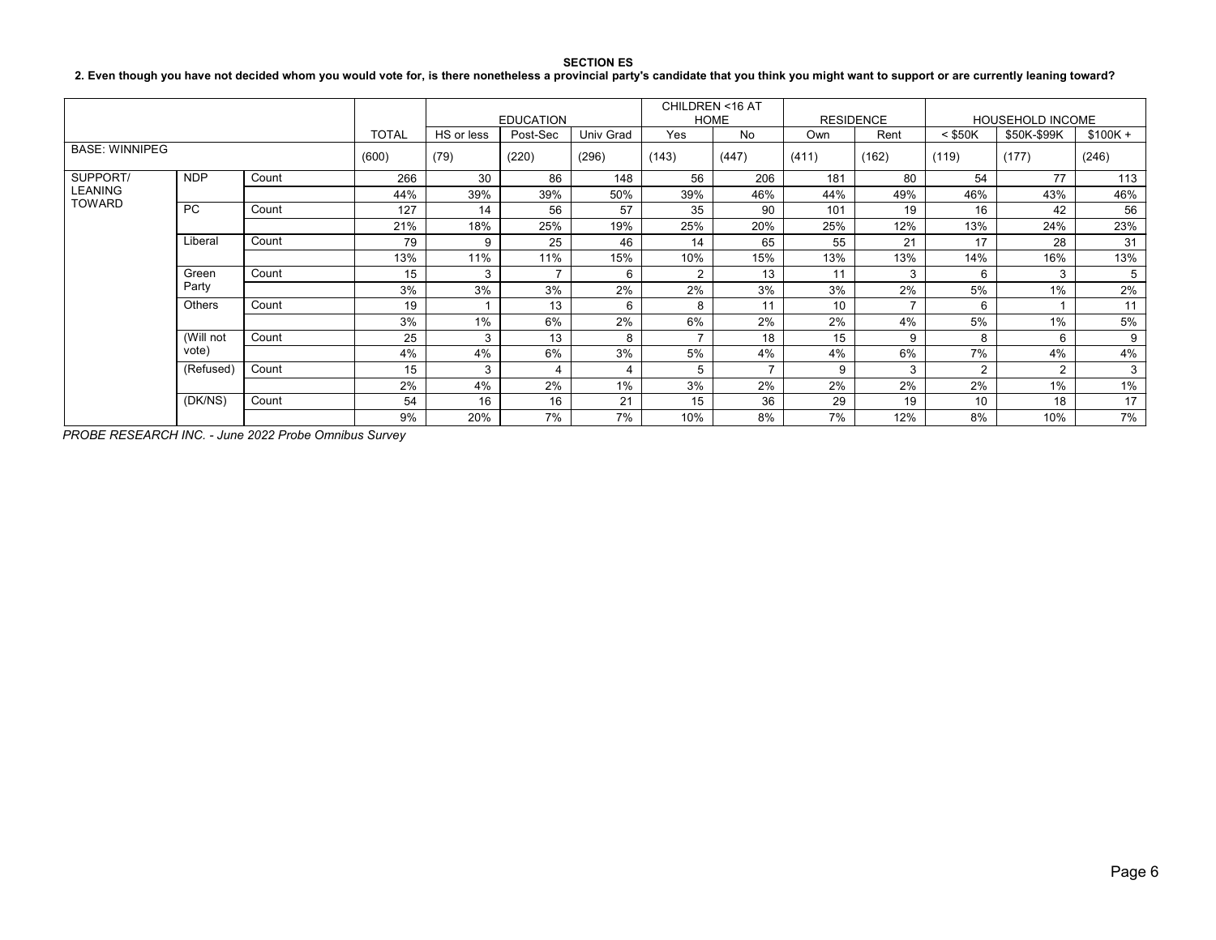**SECTION ES**

**2. Even though you have not decided whom you would vote for, is there nonetheless a provincial party's candidate that you think you might want to support or are currently leaning toward?**

| | | | | EDUCATION | | | CHILDREN <16 AT HOME | | RESIDENCE | | HOUSEHOLD INCOME | | |
|---|---|---|---|---|---|---|---|---|---|---|---|---|---|
| | | | TOTAL | HS or less | Post-Sec | Univ Grad | Yes | No | Own | Rent | < $50K | $50K-$99K | $100K + |
| BASE: WINNIPEG | | | (600) | (79) | (220) | (296) | (143) | (447) | (411) | (162) | (119) | (177) | (246) |
| SUPPORT/ LEANING TOWARD | NDP | Count | 266 | 30 | 86 | 148 | 56 | 206 | 181 | 80 | 54 | 77 | 113 |
| | | | 44% | 39% | 39% | 50% | 39% | 46% | 44% | 49% | 46% | 43% | 46% |
| | PC | Count | 127 | 14 | 56 | 57 | 35 | 90 | 101 | 19 | 16 | 42 | 56 |
| | | | 21% | 18% | 25% | 19% | 25% | 20% | 25% | 12% | 13% | 24% | 23% |
| | Liberal | Count | 79 | 9 | 25 | 46 | 14 | 65 | 55 | 21 | 17 | 28 | 31 |
| | | | 13% | 11% | 11% | 15% | 10% | 15% | 13% | 13% | 14% | 16% | 13% |
| | Green Party | Count | 15 | 3 | 7 | 6 | 2 | 13 | 11 | 3 | 6 | 3 | 5 |
| | | | 3% | 3% | 3% | 2% | 2% | 3% | 3% | 2% | 5% | 1% | 2% |
| | Others | Count | 19 | 1 | 13 | 6 | 8 | 11 | 10 | 7 | 6 | 1 | 11 |
| | | | 3% | 1% | 6% | 2% | 6% | 2% | 2% | 4% | 5% | 1% | 5% |
| | (Will not vote) | Count | 25 | 3 | 13 | 8 | 7 | 18 | 15 | 9 | 8 | 6 | 9 |
| | | | 4% | 4% | 6% | 3% | 5% | 4% | 4% | 6% | 7% | 4% | 4% |
| | (Refused) | Count | 15 | 3 | 4 | 4 | 5 | 7 | 9 | 3 | 2 | 2 | 3 |
| | | | 2% | 4% | 2% | 1% | 3% | 2% | 2% | 2% | 2% | 1% | 1% |
| | (DK/NS) | Count | 54 | 16 | 16 | 21 | 15 | 36 | 29 | 19 | 10 | 18 | 17 |
| | | | 9% | 20% | 7% | 7% | 10% | 8% | 7% | 12% | 8% | 10% | 7% |

*PROBE RESEARCH INC. - June 2022 Probe Omnibus Survey*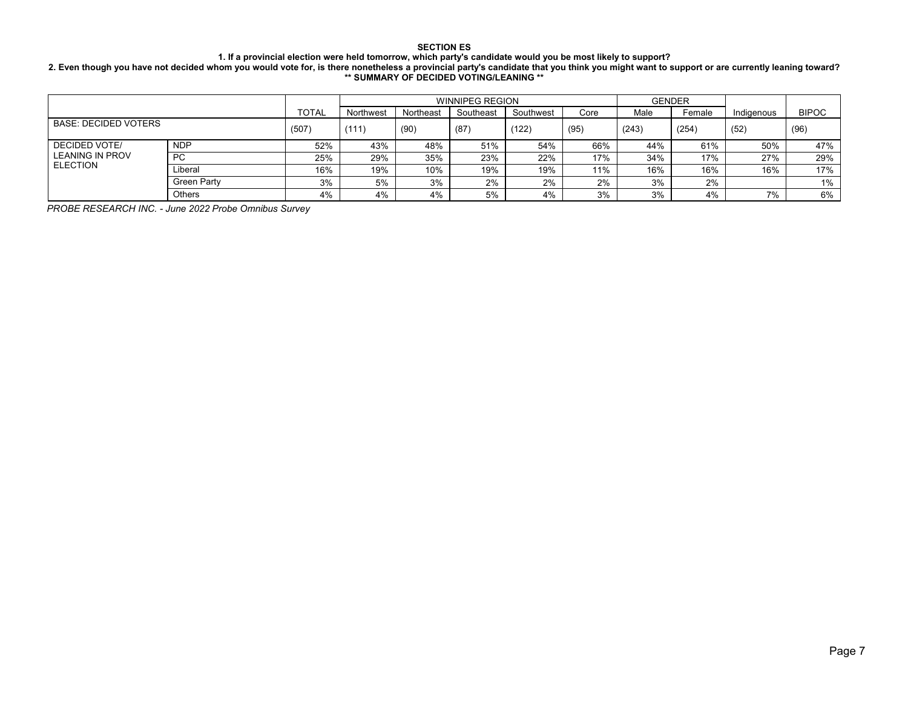**SECTION ES**

**1. If a provincial election were held tomorrow, which party's candidate would you be most likely to support?**

**2. Even though you have not decided whom you would vote for, is there nonetheless a provincial party's candidate that you think you might want to support or are currently leaning toward?**

**** SUMMARY OF DECIDED VOTING/LEANING ****

| | | TOTAL | WINNIPEG REGION | | | | | GENDER | | Indigenous | BIPOC |
|---|---|---|---|---|---|---|---|---|---|---|---|
| | | | Northwest | Northeast | Southeast | Southwest | Core | Male | Female | | |
| BASE: DECIDED VOTERS | | (507) | (111) | (90) | (87) | (122) | (95) | (243) | (254) | (52) | (96) |
| DECIDED VOTE/ LEANING IN PROV ELECTION | NDP | 52% | 43% | 48% | 51% | 54% | 66% | 44% | 61% | 50% | 47% |
| | PC | 25% | 29% | 35% | 23% | 22% | 17% | 34% | 17% | 27% | 29% |
| | Liberal | 16% | 19% | 10% | 19% | 19% | 11% | 16% | 16% | 16% | 17% |
| | Green Party | 3% | 5% | 3% | 2% | 2% | 2% | 3% | 2% | | 1% |
| | Others | 4% | 4% | 4% | 5% | 4% | 3% | 3% | 4% | 7% | 6% |

*PROBE RESEARCH INC. - June 2022 Probe Omnibus Survey*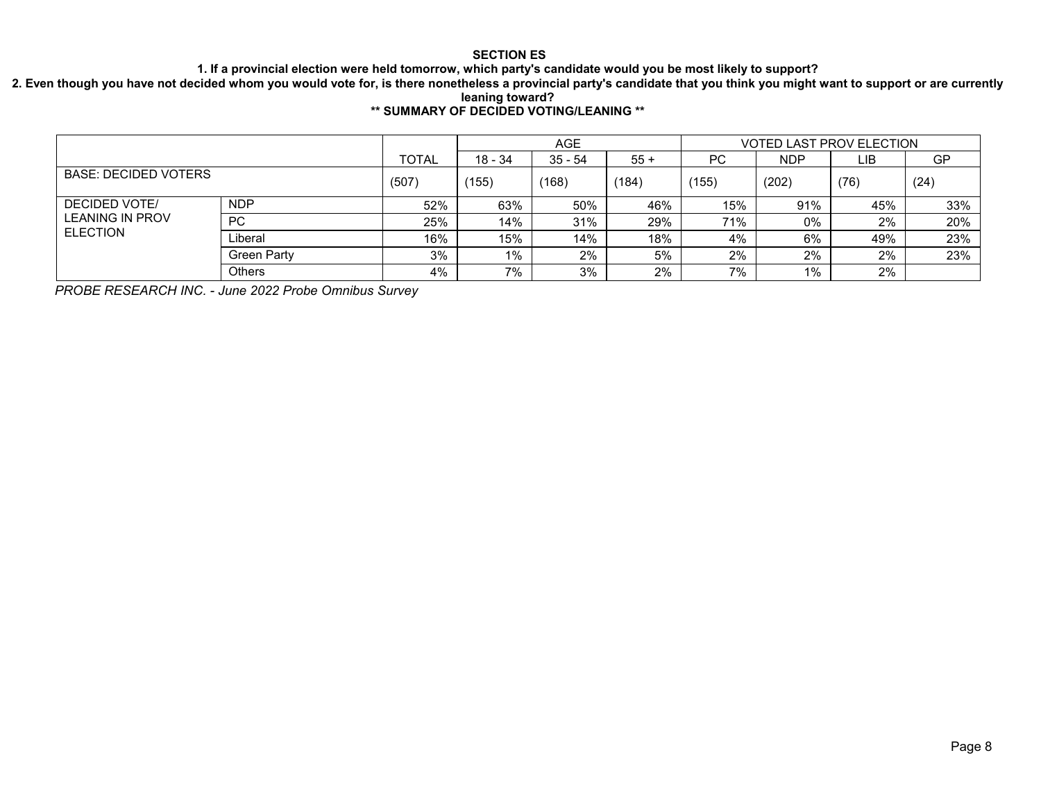**SECTION ES**

**1. If a provincial election were held tomorrow, which party's candidate would you be most likely to support?**

**2. Even though you have not decided whom you would vote for, is there nonetheless a provincial party's candidate that you think you might want to support or are currently leaning toward?**

**\*\* SUMMARY OF DECIDED VOTING/LEANING \*\***

| | | | AGE | | | VOTED LAST PROV ELECTION | | | |
|---|---|---|---|---|---|---|---|---|---|
| | | TOTAL | 18 - 34 | 35 - 54 | 55 + | PC | NDP | LIB | GP |
| BASE: DECIDED VOTERS | | (507) | (155) | (168) | (184) | (155) | (202) | (76) | (24) |
| DECIDED VOTE/ LEANING IN PROV ELECTION | NDP | 52% | 63% | 50% | 46% | 15% | 91% | 45% | 33% |
| | PC | 25% | 14% | 31% | 29% | 71% | 0% | 2% | 20% |
| | Liberal | 16% | 15% | 14% | 18% | 4% | 6% | 49% | 23% |
| | Green Party | 3% | 1% | 2% | 5% | 2% | 2% | 2% | 23% |
| | Others | 4% | 7% | 3% | 2% | 7% | 1% | 2% | |

*PROBE RESEARCH INC. - June 2022 Probe Omnibus Survey*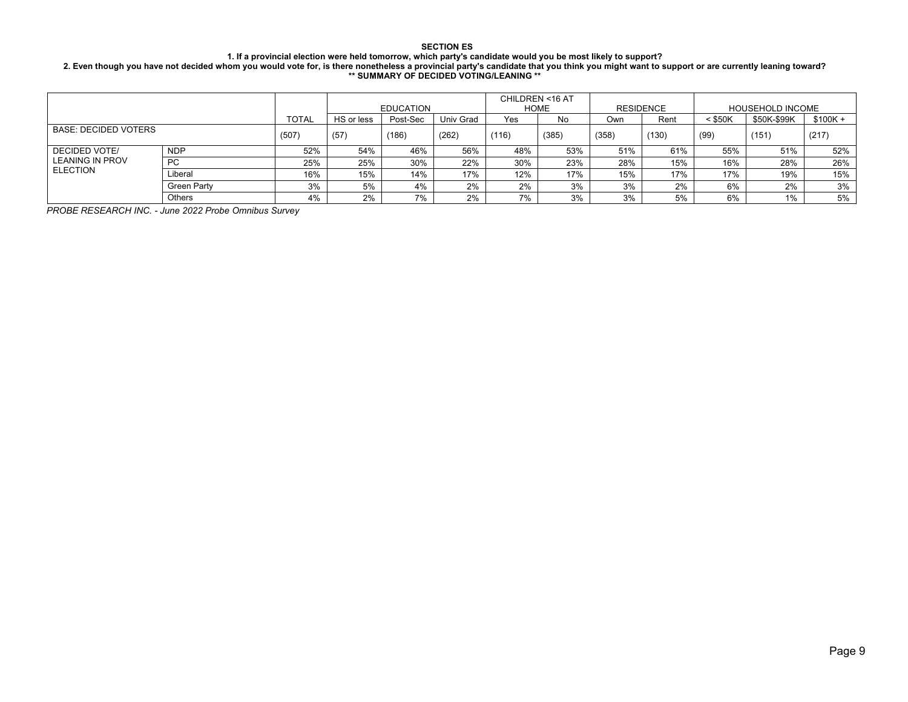**SECTION ES**

**1. If a provincial election were held tomorrow, which party's candidate would you be most likely to support?**

**2. Even though you have not decided whom you would vote for, is there nonetheless a provincial party's candidate that you think you might want to support or are currently leaning toward?**

**\*\* SUMMARY OF DECIDED VOTING/LEANING \*\***

| | | | EDUCATION | | | CHILDREN <16 AT HOME | | RESIDENCE | | HOUSEHOLD INCOME | | |
|---|---|---|---|---|---|---|---|---|---|---|---|---|
| | | TOTAL | HS or less | Post-Sec | Univ Grad | Yes | No | Own | Rent | < $50K | $50K-$99K | $100K + |
| BASE: DECIDED VOTERS | | (507) | (57) | (186) | (262) | (116) | (385) | (358) | (130) | (99) | (151) | (217) |
| DECIDED VOTE/ LEANING IN PROV ELECTION | NDP | 52% | 54% | 46% | 56% | 48% | 53% | 51% | 61% | 55% | 51% | 52% |
| | PC | 25% | 25% | 30% | 22% | 30% | 23% | 28% | 15% | 16% | 28% | 26% |
| | Liberal | 16% | 15% | 14% | 17% | 12% | 17% | 15% | 17% | 17% | 19% | 15% |
| | Green Party | 3% | 5% | 4% | 2% | 2% | 3% | 3% | 2% | 6% | 2% | 3% |
| | Others | 4% | 2% | 7% | 2% | 7% | 3% | 3% | 5% | 6% | 1% | 5% |

*PROBE RESEARCH INC. - June 2022 Probe Omnibus Survey*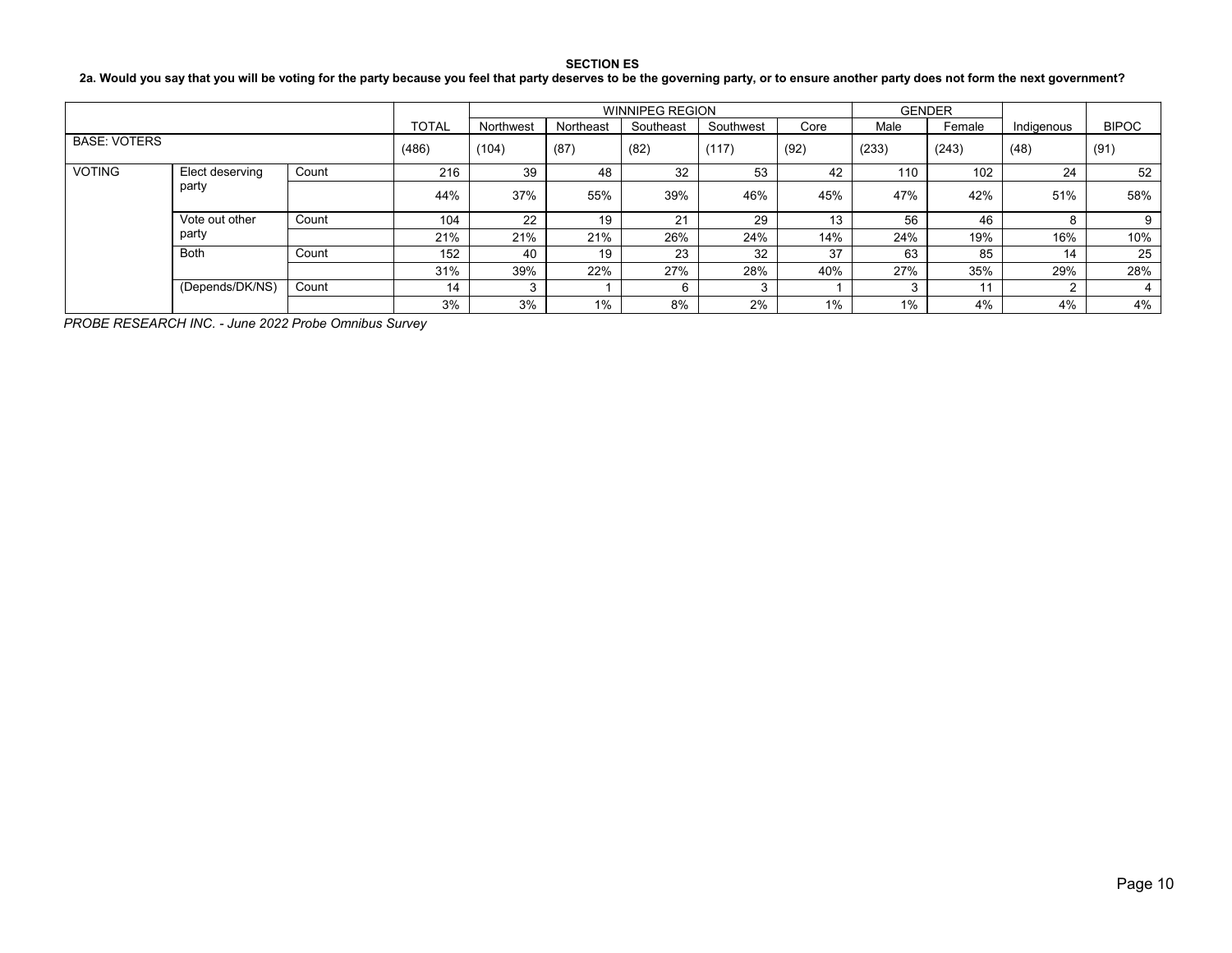**SECTION ES**

**2a. Would you say that you will be voting for the party because you feel that party deserves to be the governing party, or to ensure another party does not form the next government?**

| | | | TOTAL | WINNIPEG REGION | | | | | GENDER | | Indigenous | BIPOC |
|---|---|---|---|---|---|---|---|---|---|---|---|---|
| | | | | Northwest | Northeast | Southeast | Southwest | Core | Male | Female | | |
| BASE: VOTERS | | | (486) | (104) | (87) | (82) | (117) | (92) | (233) | (243) | (48) | (91) |
| VOTING | Elect deserving party | Count | 216 | 39 | 48 | 32 | 53 | 42 | 110 | 102 | 24 | 52 |
| | | | 44% | 37% | 55% | 39% | 46% | 45% | 47% | 42% | 51% | 58% |
| | Vote out other party | Count | 104 | 22 | 19 | 21 | 29 | 13 | 56 | 46 | 8 | 9 |
| | | | 21% | 21% | 21% | 26% | 24% | 14% | 24% | 19% | 16% | 10% |
| | Both | Count | 152 | 40 | 19 | 23 | 32 | 37 | 63 | 85 | 14 | 25 |
| | | | 31% | 39% | 22% | 27% | 28% | 40% | 27% | 35% | 29% | 28% |
| | (Depends/DK/NS) | Count | 14 | 3 | 1 | 6 | 3 | 1 | 3 | 11 | 2 | 4 |
| | | | 3% | 3% | 1% | 8% | 2% | 1% | 1% | 4% | 4% | 4% |

*PROBE RESEARCH INC. - June 2022 Probe Omnibus Survey*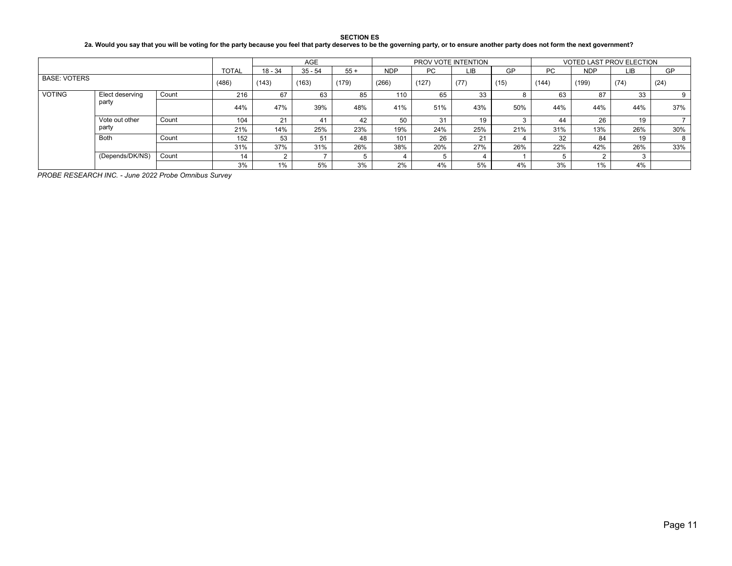**SECTION ES**

**2a. Would you say that you will be voting for the party because you feel that party deserves to be the governing party, or to ensure another party does not form the next government?**

| | | | TOTAL | AGE | | | PROV VOTE INTENTION | | | | VOTED LAST PROV ELECTION | | | |
|---|---|---|---|---|---|---|---|---|---|---|---|---|---|---|
| | | | | 18 - 34 | 35 - 54 | 55 + | NDP | PC | LIB | GP | PC | NDP | LIB | GP |
| BASE: VOTERS | | | (486) | (143) | (163) | (179) | (266) | (127) | (77) | (15) | (144) | (199) | (74) | (24) |
| VOTING | Elect deserving party | Count | 216 | 67 | 63 | 85 | 110 | 65 | 33 | 8 | 63 | 87 | 33 | 9 |
| | | | 44% | 47% | 39% | 48% | 41% | 51% | 43% | 50% | 44% | 44% | 44% | 37% |
| | Vote out other party | Count | 104 | 21 | 41 | 42 | 50 | 31 | 19 | 3 | 44 | 26 | 19 | 7 |
| | | | 21% | 14% | 25% | 23% | 19% | 24% | 25% | 21% | 31% | 13% | 26% | 30% |
| | Both | Count | 152 | 53 | 51 | 48 | 101 | 26 | 21 | 4 | 32 | 84 | 19 | 8 |
| | | | 31% | 37% | 31% | 26% | 38% | 20% | 27% | 26% | 22% | 42% | 26% | 33% |
| | (Depends/DK/NS) | Count | 14 | 2 | 7 | 5 | 4 | 5 | 4 | 1 | 5 | 2 | 3 | |
| | | | 3% | 1% | 5% | 3% | 2% | 4% | 5% | 4% | 3% | 1% | 4% | |

*PROBE RESEARCH INC. - June 2022 Probe Omnibus Survey*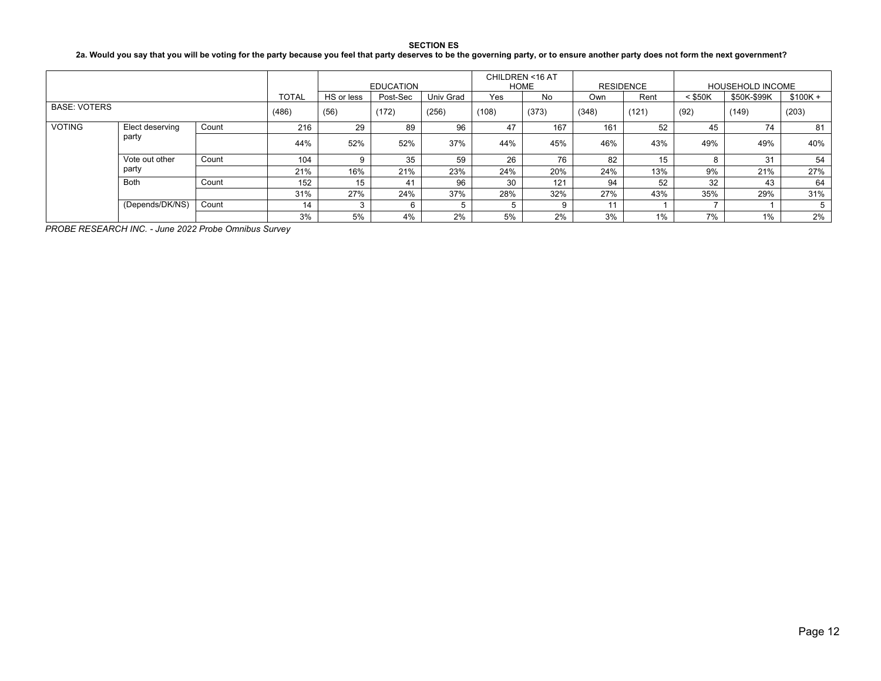**SECTION ES**

**2a. Would you say that you will be voting for the party because you feel that party deserves to be the governing party, or to ensure another party does not form the next government?**

| | | | TOTAL | EDUCATION | | | CHILDREN <16 AT HOME | | RESIDENCE | | HOUSEHOLD INCOME | | |
|---|---|---|---|---|---|---|---|---|---|---|---|---|---|
| | | | | HS or less | Post-Sec | Univ Grad | Yes | No | Own | Rent | < $50K | $50K-$99K | $100K + |
| BASE: VOTERS | | | (486) | (56) | (172) | (256) | (108) | (373) | (348) | (121) | (92) | (149) | (203) |
| VOTING | Elect deserving party | Count | 216 | 29 | 89 | 96 | 47 | 167 | 161 | 52 | 45 | 74 | 81 |
| | | | 44% | 52% | 52% | 37% | 44% | 45% | 46% | 43% | 49% | 49% | 40% |
| | Vote out other party | Count | 104 | 9 | 35 | 59 | 26 | 76 | 82 | 15 | 8 | 31 | 54 |
| | | | 21% | 16% | 21% | 23% | 24% | 20% | 24% | 13% | 9% | 21% | 27% |
| | Both | Count | 152 | 15 | 41 | 96 | 30 | 121 | 94 | 52 | 32 | 43 | 64 |
| | | | 31% | 27% | 24% | 37% | 28% | 32% | 27% | 43% | 35% | 29% | 31% |
| | (Depends/DK/NS) | Count | 14 | 3 | 6 | 5 | 5 | 9 | 11 | 1 | 7 | 1 | 5 |
| | | | 3% | 5% | 4% | 2% | 5% | 2% | 3% | 1% | 7% | 1% | 2% |

*PROBE RESEARCH INC. - June 2022 Probe Omnibus Survey*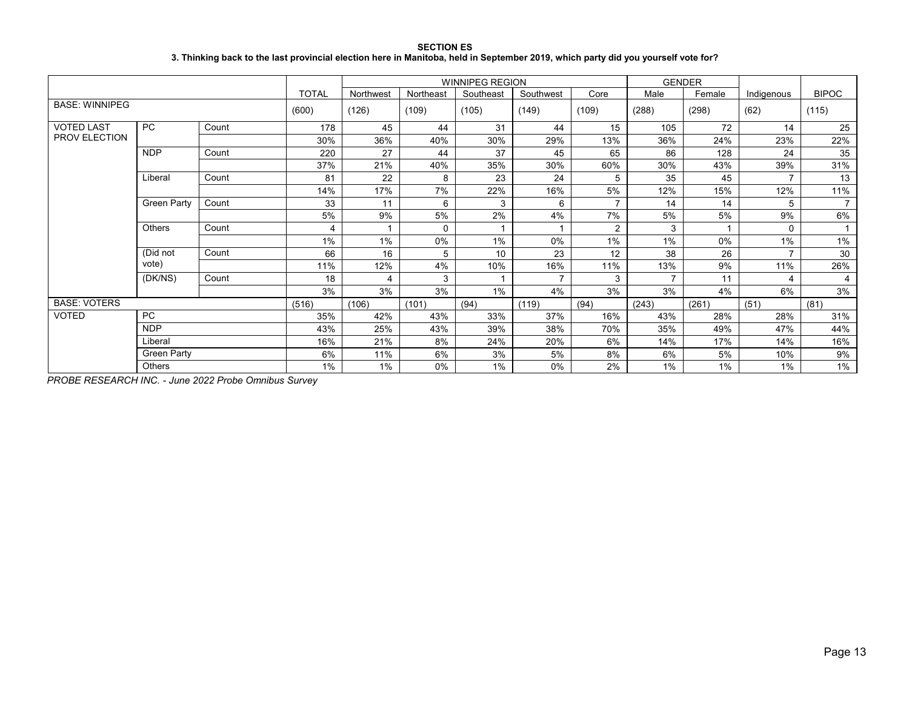**SECTION ES**

**3. Thinking back to the last provincial election here in Manitoba, held in September 2019, which party did you yourself vote for?**

| | | | TOTAL | WINNIPEG REGION | | | | | GENDER | | Indigenous | BIPOC |
|---|---|---|---|---|---|---|---|---|---|---|---|---|
| | | | | Northwest | Northeast | Southeast | Southwest | Core | Male | Female | | |
| BASE: WINNIPEG | | | (600) | (126) | (109) | (105) | (149) | (109) | (288) | (298) | (62) | (115) |
| VOTED LAST PROV ELECTION | PC | Count | 178 | 45 | 44 | 31 | 44 | 15 | 105 | 72 | 14 | 25 |
| | | | 30% | 36% | 40% | 30% | 29% | 13% | 36% | 24% | 23% | 22% |
| | NDP | Count | 220 | 27 | 44 | 37 | 45 | 65 | 86 | 128 | 24 | 35 |
| | | | 37% | 21% | 40% | 35% | 30% | 60% | 30% | 43% | 39% | 31% |
| | Liberal | Count | 81 | 22 | 8 | 23 | 24 | 5 | 35 | 45 | 7 | 13 |
| | | | 14% | 17% | 7% | 22% | 16% | 5% | 12% | 15% | 12% | 11% |
| | Green Party | Count | 33 | 11 | 6 | 3 | 6 | 7 | 14 | 14 | 5 | 7 |
| | | | 5% | 9% | 5% | 2% | 4% | 7% | 5% | 5% | 9% | 6% |
| | Others | Count | 4 | 1 | 0 | 1 | 1 | 2 | 3 | 1 | 0 | 1 |
| | | | 1% | 1% | 0% | 1% | 0% | 1% | 1% | 0% | 1% | 1% |
| | (Did not vote) | Count | 66 | 16 | 5 | 10 | 23 | 12 | 38 | 26 | 7 | 30 |
| | | | 11% | 12% | 4% | 10% | 16% | 11% | 13% | 9% | 11% | 26% |
| | (DK/NS) | Count | 18 | 4 | 3 | 1 | 7 | 3 | 7 | 11 | 4 | 4 |
| | | | 3% | 3% | 3% | 1% | 4% | 3% | 3% | 4% | 6% | 3% |
| BASE: VOTERS | | | (516) | (106) | (101) | (94) | (119) | (94) | (243) | (261) | (51) | (81) |
| VOTED | PC | | 35% | 42% | 43% | 33% | 37% | 16% | 43% | 28% | 28% | 31% |
| | NDP | | 43% | 25% | 43% | 39% | 38% | 70% | 35% | 49% | 47% | 44% |
| | Liberal | | 16% | 21% | 8% | 24% | 20% | 6% | 14% | 17% | 14% | 16% |
| | Green Party | | 6% | 11% | 6% | 3% | 5% | 8% | 6% | 5% | 10% | 9% |
| | Others | | 1% | 1% | 0% | 1% | 0% | 2% | 1% | 1% | 1% | 1% |

*PROBE RESEARCH INC. - June 2022 Probe Omnibus Survey*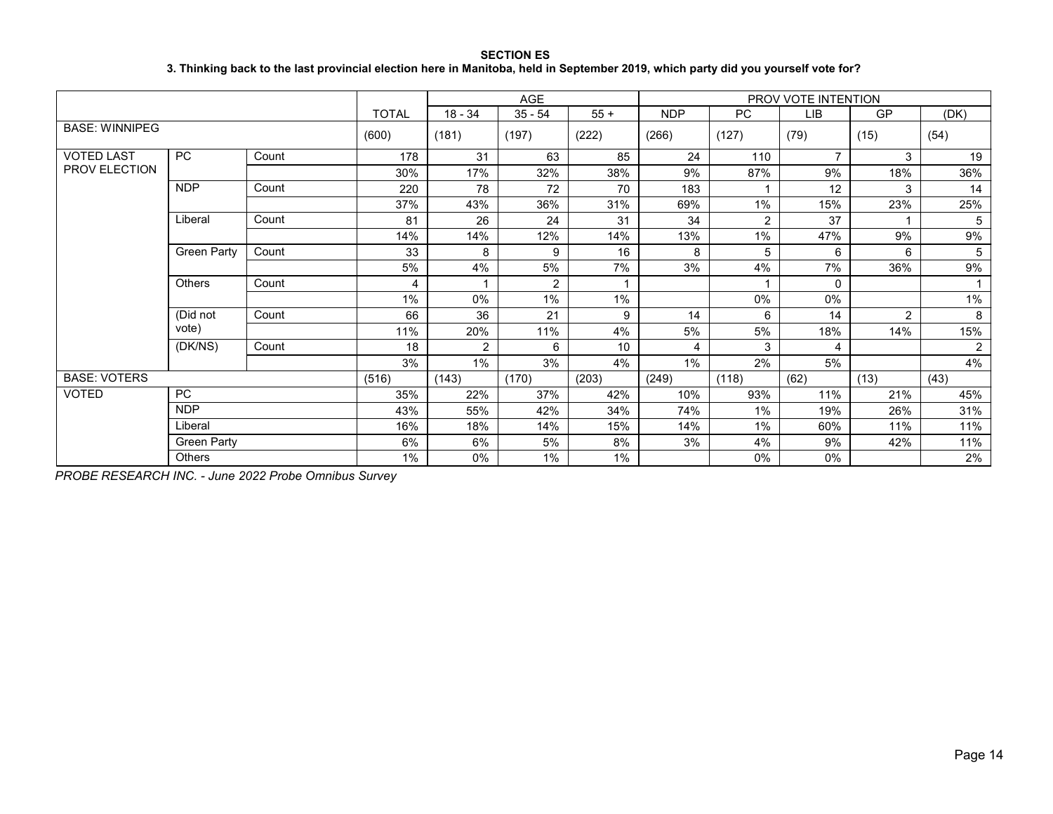**SECTION ES**

**3. Thinking back to the last provincial election here in Manitoba, held in September 2019, which party did you yourself vote for?**

| | | | | AGE | | | PROV VOTE INTENTION | | | | |
|---|---|---|---|---|---|---|---|---|---|---|---|
| | | | TOTAL | 18 - 34 | 35 - 54 | 55 + | NDP | PC | LIB | GP | (DK) |
| BASE: WINNIPEG | | | (600) | (181) | (197) | (222) | (266) | (127) | (79) | (15) | (54) |
| VOTED LAST PROV ELECTION | PC | Count | 178 | 31 | 63 | 85 | 24 | 110 | 7 | 3 | 19 |
| | | | 30% | 17% | 32% | 38% | 9% | 87% | 9% | 18% | 36% |
| | NDP | Count | 220 | 78 | 72 | 70 | 183 | 1 | 12 | 3 | 14 |
| | | | 37% | 43% | 36% | 31% | 69% | 1% | 15% | 23% | 25% |
| | Liberal | Count | 81 | 26 | 24 | 31 | 34 | 2 | 37 | 1 | 5 |
| | | | 14% | 14% | 12% | 14% | 13% | 1% | 47% | 9% | 9% |
| | Green Party | Count | 33 | 8 | 9 | 16 | 8 | 5 | 6 | 6 | 5 |
| | | | 5% | 4% | 5% | 7% | 3% | 4% | 7% | 36% | 9% |
| | Others | Count | 4 | 1 | 2 | 1 | | 1 | 0 | | 1 |
| | | | 1% | 0% | 1% | 1% | | 0% | 0% | | 1% |
| | (Did not vote) | Count | 66 | 36 | 21 | 9 | 14 | 6 | 14 | 2 | 8 |
| | | | 11% | 20% | 11% | 4% | 5% | 5% | 18% | 14% | 15% |
| | (DK/NS) | Count | 18 | 2 | 6 | 10 | 4 | 3 | 4 | | 2 |
| | | | 3% | 1% | 3% | 4% | 1% | 2% | 5% | | 4% |
| BASE: VOTERS | | | (516) | (143) | (170) | (203) | (249) | (118) | (62) | (13) | (43) |
| VOTED | PC | | 35% | 22% | 37% | 42% | 10% | 93% | 11% | 21% | 45% |
| | NDP | | 43% | 55% | 42% | 34% | 74% | 1% | 19% | 26% | 31% |
| | Liberal | | 16% | 18% | 14% | 15% | 14% | 1% | 60% | 11% | 11% |
| | Green Party | | 6% | 6% | 5% | 8% | 3% | 4% | 9% | 42% | 11% |
| | Others | | 1% | 0% | 1% | 1% | | 0% | 0% | | 2% |

*PROBE RESEARCH INC. - June 2022 Probe Omnibus Survey*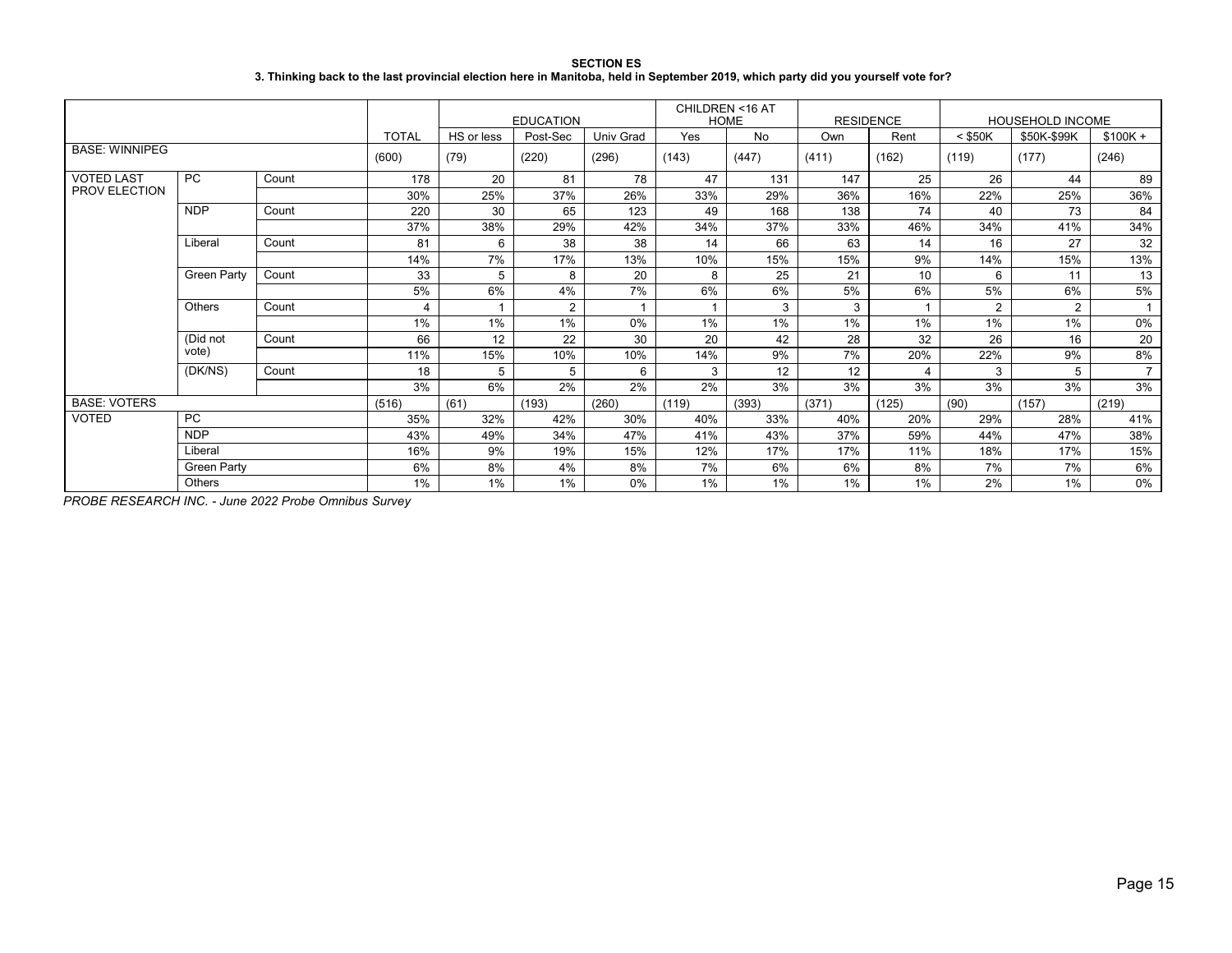**SECTION ES**

**3. Thinking back to the last provincial election here in Manitoba, held in September 2019, which party did you yourself vote for?**

| | | | | EDUCATION | | | CHILDREN <16 AT HOME | | RESIDENCE | | HOUSEHOLD INCOME | | |
|---|---|---|---|---|---|---|---|---|---|---|---|---|---|
| | | | TOTAL | HS or less | Post-Sec | Univ Grad | Yes | No | Own | Rent | < $50K | $50K-$99K | $100K + |
| BASE: WINNIPEG | | | (600) | (79) | (220) | (296) | (143) | (447) | (411) | (162) | (119) | (177) | (246) |
| VOTED LAST PROV ELECTION | PC | Count | 178 | 20 | 81 | 78 | 47 | 131 | 147 | 25 | 26 | 44 | 89 |
| | | | 30% | 25% | 37% | 26% | 33% | 29% | 36% | 16% | 22% | 25% | 36% |
| | NDP | Count | 220 | 30 | 65 | 123 | 49 | 168 | 138 | 74 | 40 | 73 | 84 |
| | | | 37% | 38% | 29% | 42% | 34% | 37% | 33% | 46% | 34% | 41% | 34% |
| | Liberal | Count | 81 | 6 | 38 | 38 | 14 | 66 | 63 | 14 | 16 | 27 | 32 |
| | | | 14% | 7% | 17% | 13% | 10% | 15% | 15% | 9% | 14% | 15% | 13% |
| | Green Party | Count | 33 | 5 | 8 | 20 | 8 | 25 | 21 | 10 | 6 | 11 | 13 |
| | | | 5% | 6% | 4% | 7% | 6% | 6% | 5% | 6% | 5% | 6% | 5% |
| | Others | Count | 4 | 1 | 2 | 1 | 1 | 3 | 3 | 1 | 2 | 2 | 1 |
| | | | 1% | 1% | 1% | 0% | 1% | 1% | 1% | 1% | 1% | 1% | 0% |
| | (Did not vote) | Count | 66 | 12 | 22 | 30 | 20 | 42 | 28 | 32 | 26 | 16 | 20 |
| | | | 11% | 15% | 10% | 10% | 14% | 9% | 7% | 20% | 22% | 9% | 8% |
| | (DK/NS) | Count | 18 | 5 | 5 | 6 | 3 | 12 | 12 | 4 | 3 | 5 | 7 |
| | | | 3% | 6% | 2% | 2% | 2% | 3% | 3% | 3% | 3% | 3% | 3% |
| BASE: VOTERS | | | (516) | (61) | (193) | (260) | (119) | (393) | (371) | (125) | (90) | (157) | (219) |
| VOTED | PC | | 35% | 32% | 42% | 30% | 40% | 33% | 40% | 20% | 29% | 28% | 41% |
| | NDP | | 43% | 49% | 34% | 47% | 41% | 43% | 37% | 59% | 44% | 47% | 38% |
| | Liberal | | 16% | 9% | 19% | 15% | 12% | 17% | 17% | 11% | 18% | 17% | 15% |
| | Green Party | | 6% | 8% | 4% | 8% | 7% | 6% | 6% | 8% | 7% | 7% | 6% |
| | Others | | 1% | 1% | 1% | 0% | 1% | 1% | 1% | 1% | 2% | 1% | 0% |

*PROBE RESEARCH INC. - June 2022 Probe Omnibus Survey*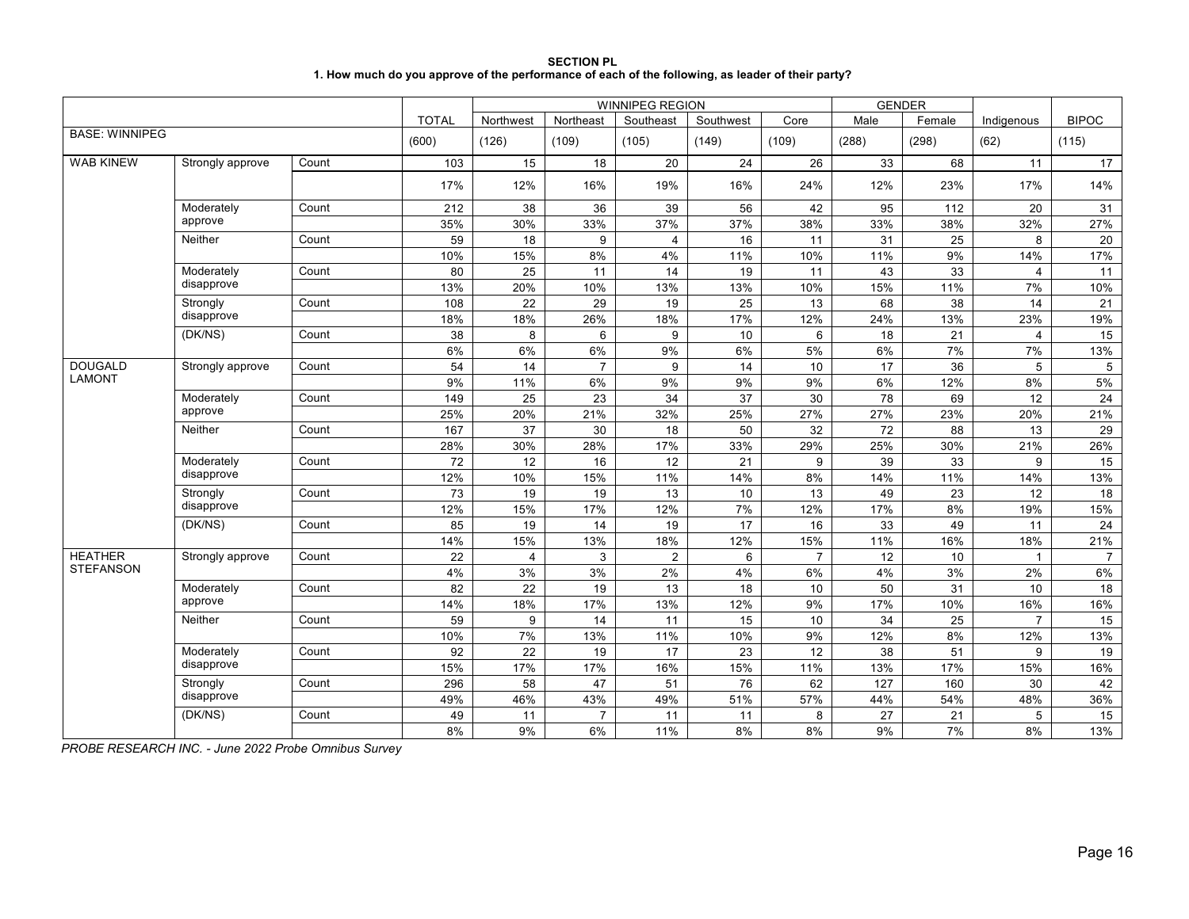**SECTION PL**

**1. How much do you approve of the performance of each of the following, as leader of their party?**

| | | | | WINNIPEG REGION | | | | | GENDER | | | |
|---|---|---|---|---|---|---|---|---|---|---|---|---|
| | | | TOTAL | Northwest | Northeast | Southeast | Southwest | Core | Male | Female | Indigenous | BIPOC |
| BASE: WINNIPEG | | | (600) | (126) | (109) | (105) | (149) | (109) | (288) | (298) | (62) | (115) |
| WAB KINEW | Strongly approve | Count | 103 | 15 | 18 | 20 | 24 | 26 | 33 | 68 | 11 | 17 |
| | | | 17% | 12% | 16% | 19% | 16% | 24% | 12% | 23% | 17% | 14% |
| | Moderately approve | Count | 212 | 38 | 36 | 39 | 56 | 42 | 95 | 112 | 20 | 31 |
| | | | 35% | 30% | 33% | 37% | 37% | 38% | 33% | 38% | 32% | 27% |
| | Neither | Count | 59 | 18 | 9 | 4 | 16 | 11 | 31 | 25 | 8 | 20 |
| | | | 10% | 15% | 8% | 4% | 11% | 10% | 11% | 9% | 14% | 17% |
| | Moderately disapprove | Count | 80 | 25 | 11 | 14 | 19 | 11 | 43 | 33 | 4 | 11 |
| | | | 13% | 20% | 10% | 13% | 13% | 10% | 15% | 11% | 7% | 10% |
| | Strongly disapprove | Count | 108 | 22 | 29 | 19 | 25 | 13 | 68 | 38 | 14 | 21 |
| | | | 18% | 18% | 26% | 18% | 17% | 12% | 24% | 13% | 23% | 19% |
| | (DK/NS) | Count | 38 | 8 | 6 | 9 | 10 | 6 | 18 | 21 | 4 | 15 |
| | | | 6% | 6% | 6% | 9% | 6% | 5% | 6% | 7% | 7% | 13% |
| DOUGALD LAMONT | Strongly approve | Count | 54 | 14 | 7 | 9 | 14 | 10 | 17 | 36 | 5 | 5 |
| | | | 9% | 11% | 6% | 9% | 9% | 9% | 6% | 12% | 8% | 5% |
| | Moderately approve | Count | 149 | 25 | 23 | 34 | 37 | 30 | 78 | 69 | 12 | 24 |
| | | | 25% | 20% | 21% | 32% | 25% | 27% | 27% | 23% | 20% | 21% |
| | Neither | Count | 167 | 37 | 30 | 18 | 50 | 32 | 72 | 88 | 13 | 29 |
| | | | 28% | 30% | 28% | 17% | 33% | 29% | 25% | 30% | 21% | 26% |
| | Moderately disapprove | Count | 72 | 12 | 16 | 12 | 21 | 9 | 39 | 33 | 9 | 15 |
| | | | 12% | 10% | 15% | 11% | 14% | 8% | 14% | 11% | 14% | 13% |
| | Strongly disapprove | Count | 73 | 19 | 19 | 13 | 10 | 13 | 49 | 23 | 12 | 18 |
| | | | 12% | 15% | 17% | 12% | 7% | 12% | 17% | 8% | 19% | 15% |
| | (DK/NS) | Count | 85 | 19 | 14 | 19 | 17 | 16 | 33 | 49 | 11 | 24 |
| | | | 14% | 15% | 13% | 18% | 12% | 15% | 11% | 16% | 18% | 21% |
| HEATHER STEFANSON | Strongly approve | Count | 22 | 4 | 3 | 2 | 6 | 7 | 12 | 10 | 1 | 7 |
| | | | 4% | 3% | 3% | 2% | 4% | 6% | 4% | 3% | 2% | 6% |
| | Moderately approve | Count | 82 | 22 | 19 | 13 | 18 | 10 | 50 | 31 | 10 | 18 |
| | | | 14% | 18% | 17% | 13% | 12% | 9% | 17% | 10% | 16% | 16% |
| | Neither | Count | 59 | 9 | 14 | 11 | 15 | 10 | 34 | 25 | 7 | 15 |
| | | | 10% | 7% | 13% | 11% | 10% | 9% | 12% | 8% | 12% | 13% |
| | Moderately disapprove | Count | 92 | 22 | 19 | 17 | 23 | 12 | 38 | 51 | 9 | 19 |
| | | | 15% | 17% | 17% | 16% | 15% | 11% | 13% | 17% | 15% | 16% |
| | Strongly disapprove | Count | 296 | 58 | 47 | 51 | 76 | 62 | 127 | 160 | 30 | 42 |
| | | | 49% | 46% | 43% | 49% | 51% | 57% | 44% | 54% | 48% | 36% |
| | (DK/NS) | Count | 49 | 11 | 7 | 11 | 11 | 8 | 27 | 21 | 5 | 15 |
| | | | 8% | 9% | 6% | 11% | 8% | 8% | 9% | 7% | 8% | 13% |

*PROBE RESEARCH INC. - June 2022 Probe Omnibus Survey*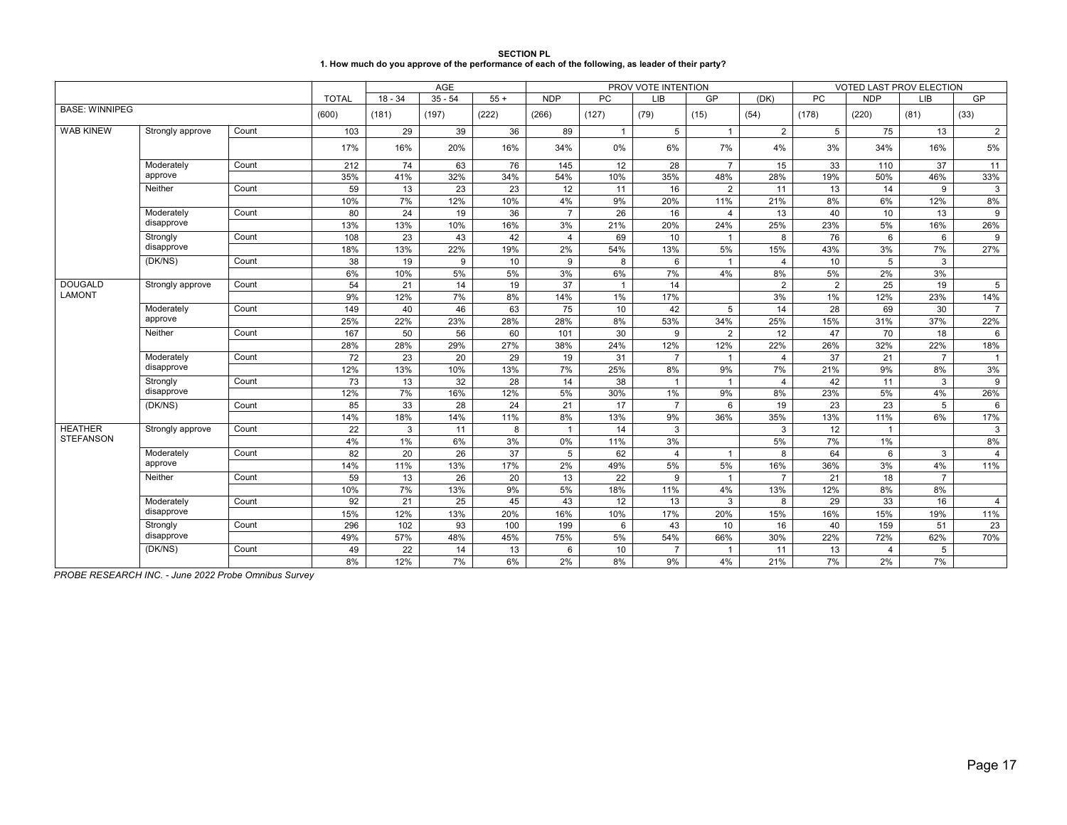**SECTION PL**
**1. How much do you approve of the performance of each of the following, as leader of their party?**

| | | | | AGE | | | PROV VOTE INTENTION | | | | | VOTED LAST PROV ELECTION | | | |
|---|---|---|---|---|---|---|---|---|---|---|---|---|---|---|---|
| | | | TOTAL | 18 - 34 | 35 - 54 | 55 + | NDP | PC | LIB | GP | (DK) | PC | NDP | LIB | GP |
| BASE: WINNIPEG | | | (600) | (181) | (197) | (222) | (266) | (127) | (79) | (15) | (54) | (178) | (220) | (81) | (33) |
| WAB KINEW | Strongly approve | Count | 103 | 29 | 39 | 36 | 89 | 1 | 5 | 1 | 2 | 5 | 75 | 13 | 2 |
| | | | 17% | 16% | 20% | 16% | 34% | 0% | 6% | 7% | 4% | 3% | 34% | 16% | 5% |
| | Moderately approve | Count | 212 | 74 | 63 | 76 | 145 | 12 | 28 | 7 | 15 | 33 | 110 | 37 | 11 |
| | | | 35% | 41% | 32% | 34% | 54% | 10% | 35% | 48% | 28% | 19% | 50% | 46% | 33% |
| | Neither | Count | 59 | 13 | 23 | 23 | 12 | 11 | 16 | 2 | 11 | 13 | 14 | 9 | 3 |
| | | | 10% | 7% | 12% | 10% | 4% | 9% | 20% | 11% | 21% | 8% | 6% | 12% | 8% |
| | Moderately disapprove | Count | 80 | 24 | 19 | 36 | 7 | 26 | 16 | 4 | 13 | 40 | 10 | 13 | 9 |
| | | | 13% | 13% | 10% | 16% | 3% | 21% | 20% | 24% | 25% | 23% | 5% | 16% | 26% |
| | Strongly disapprove | Count | 108 | 23 | 43 | 42 | 4 | 69 | 10 | 1 | 8 | 76 | 6 | 6 | 9 |
| | | | 18% | 13% | 22% | 19% | 2% | 54% | 13% | 5% | 15% | 43% | 3% | 7% | 27% |
| | (DK/NS) | Count | 38 | 19 | 9 | 10 | 9 | 8 | 6 | 1 | 4 | 10 | 5 | 3 | |
| | | | 6% | 10% | 5% | 5% | 3% | 6% | 7% | 4% | 8% | 5% | 2% | 3% | |
| DOUGALD LAMONT | Strongly approve | Count | 54 | 21 | 14 | 19 | 37 | 1 | 14 | | 2 | 2 | 25 | 19 | 5 |
| | | | 9% | 12% | 7% | 8% | 14% | 1% | 17% | | 3% | 1% | 12% | 23% | 14% |
| | Moderately approve | Count | 149 | 40 | 46 | 63 | 75 | 10 | 42 | 5 | 14 | 28 | 69 | 30 | 7 |
| | | | 25% | 22% | 23% | 28% | 28% | 8% | 53% | 34% | 25% | 15% | 31% | 37% | 22% |
| | Neither | Count | 167 | 50 | 56 | 60 | 101 | 30 | 9 | 2 | 12 | 47 | 70 | 18 | 6 |
| | | | 28% | 28% | 29% | 27% | 38% | 24% | 12% | 12% | 22% | 26% | 32% | 22% | 18% |
| | Moderately disapprove | Count | 72 | 23 | 20 | 29 | 19 | 31 | 7 | 1 | 4 | 37 | 21 | 7 | 1 |
| | | | 12% | 13% | 10% | 13% | 7% | 25% | 8% | 9% | 7% | 21% | 9% | 8% | 3% |
| | Strongly disapprove | Count | 73 | 13 | 32 | 28 | 14 | 38 | 1 | 1 | 4 | 42 | 11 | 3 | 9 |
| | | | 12% | 7% | 16% | 12% | 5% | 30% | 1% | 9% | 8% | 23% | 5% | 4% | 26% |
| | (DK/NS) | Count | 85 | 33 | 28 | 24 | 21 | 17 | 7 | 6 | 19 | 23 | 23 | 5 | 6 |
| | | | 14% | 18% | 14% | 11% | 8% | 13% | 9% | 36% | 35% | 13% | 11% | 6% | 17% |
| HEATHER STEFANSON | Strongly approve | Count | 22 | 3 | 11 | 8 | 1 | 14 | 3 | | 3 | 12 | 1 | | 3 |
| | | | 4% | 1% | 6% | 3% | 0% | 11% | 3% | | 5% | 7% | 1% | | 8% |
| | Moderately approve | Count | 82 | 20 | 26 | 37 | 5 | 62 | 4 | 1 | 8 | 64 | 6 | 3 | 4 |
| | | | 14% | 11% | 13% | 17% | 2% | 49% | 5% | 5% | 16% | 36% | 3% | 4% | 11% |
| | Neither | Count | 59 | 13 | 26 | 20 | 13 | 22 | 9 | 1 | 7 | 21 | 18 | 7 | |
| | | | 10% | 7% | 13% | 9% | 5% | 18% | 11% | 4% | 13% | 12% | 8% | 8% | |
| | Moderately disapprove | Count | 92 | 21 | 25 | 45 | 43 | 12 | 13 | 3 | 8 | 29 | 33 | 16 | 4 |
| | | | 15% | 12% | 13% | 20% | 16% | 10% | 17% | 20% | 15% | 16% | 15% | 19% | 11% |
| | Strongly disapprove | Count | 296 | 102 | 93 | 100 | 199 | 6 | 43 | 10 | 16 | 40 | 159 | 51 | 23 |
| | | | 49% | 57% | 48% | 45% | 75% | 5% | 54% | 66% | 30% | 22% | 72% | 62% | 70% |
| | (DK/NS) | Count | 49 | 22 | 14 | 13 | 6 | 10 | 7 | 1 | 11 | 13 | 4 | 5 | |
| | | | 8% | 12% | 7% | 6% | 2% | 8% | 9% | 4% | 21% | 7% | 2% | 7% | |

*PROBE RESEARCH INC. - June 2022 Probe Omnibus Survey*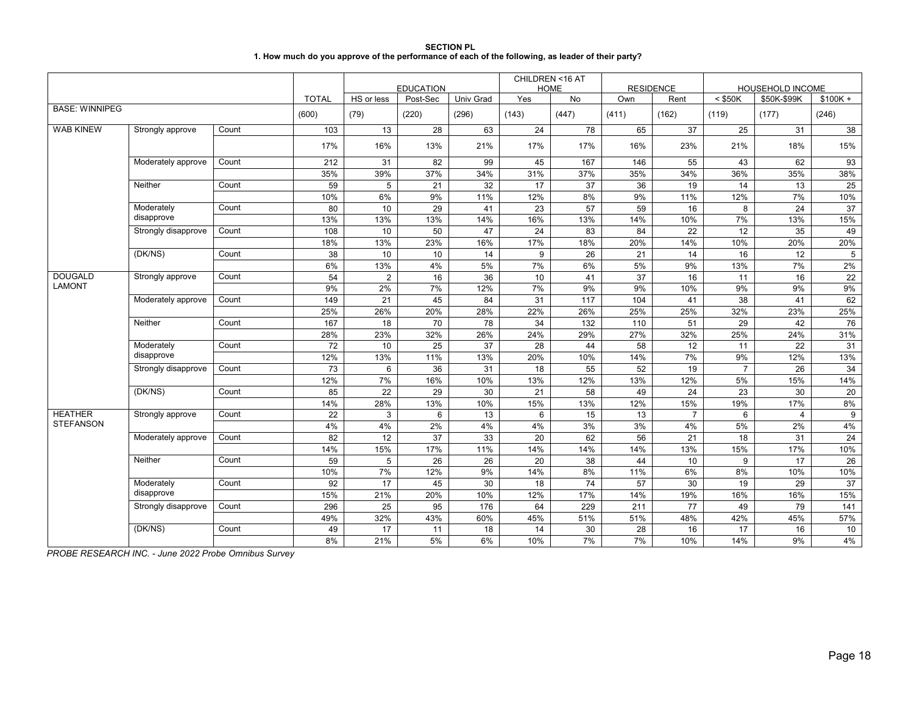**SECTION PL**

**1. How much do you approve of the performance of each of the following, as leader of their party?**

| | | | | EDUCATION | | | CHILDREN <16 AT HOME | | RESIDENCE | | HOUSEHOLD INCOME | | |
|---|---|---|---|---|---|---|---|---|---|---|---|---|---|
| | | | TOTAL | HS or less | Post-Sec | Univ Grad | Yes | No | Own | Rent | < $50K | $50K-$99K | $100K + |
| BASE: WINNIPEG | | | (600) | (79) | (220) | (296) | (143) | (447) | (411) | (162) | (119) | (177) | (246) |
| WAB KINEW | Strongly approve | Count | 103 | 13 | 28 | 63 | 24 | 78 | 65 | 37 | 25 | 31 | 38 |
| | | | 17% | 16% | 13% | 21% | 17% | 17% | 16% | 23% | 21% | 18% | 15% |
| | Moderately approve | Count | 212 | 31 | 82 | 99 | 45 | 167 | 146 | 55 | 43 | 62 | 93 |
| | | | 35% | 39% | 37% | 34% | 31% | 37% | 35% | 34% | 36% | 35% | 38% |
| | Neither | Count | 59 | 5 | 21 | 32 | 17 | 37 | 36 | 19 | 14 | 13 | 25 |
| | | | 10% | 6% | 9% | 11% | 12% | 8% | 9% | 11% | 12% | 7% | 10% |
| | Moderately disapprove | Count | 80 | 10 | 29 | 41 | 23 | 57 | 59 | 16 | 8 | 24 | 37 |
| | | | 13% | 13% | 13% | 14% | 16% | 13% | 14% | 10% | 7% | 13% | 15% |
| | Strongly disapprove | Count | 108 | 10 | 50 | 47 | 24 | 83 | 84 | 22 | 12 | 35 | 49 |
| | | | 18% | 13% | 23% | 16% | 17% | 18% | 20% | 14% | 10% | 20% | 20% |
| | (DK/NS) | Count | 38 | 10 | 10 | 14 | 9 | 26 | 21 | 14 | 16 | 12 | 5 |
| | | | 6% | 13% | 4% | 5% | 7% | 6% | 5% | 9% | 13% | 7% | 2% |
| DOUGALD LAMONT | Strongly approve | Count | 54 | 2 | 16 | 36 | 10 | 41 | 37 | 16 | 11 | 16 | 22 |
| | | | 9% | 2% | 7% | 12% | 7% | 9% | 9% | 10% | 9% | 9% | 9% |
| | Moderately approve | Count | 149 | 21 | 45 | 84 | 31 | 117 | 104 | 41 | 38 | 41 | 62 |
| | | | 25% | 26% | 20% | 28% | 22% | 26% | 25% | 25% | 32% | 23% | 25% |
| | Neither | Count | 167 | 18 | 70 | 78 | 34 | 132 | 110 | 51 | 29 | 42 | 76 |
| | | | 28% | 23% | 32% | 26% | 24% | 29% | 27% | 32% | 25% | 24% | 31% |
| | Moderately disapprove | Count | 72 | 10 | 25 | 37 | 28 | 44 | 58 | 12 | 11 | 22 | 31 |
| | | | 12% | 13% | 11% | 13% | 20% | 10% | 14% | 7% | 9% | 12% | 13% |
| | Strongly disapprove | Count | 73 | 6 | 36 | 31 | 18 | 55 | 52 | 19 | 7 | 26 | 34 |
| | | | 12% | 7% | 16% | 10% | 13% | 12% | 13% | 12% | 5% | 15% | 14% |
| | (DK/NS) | Count | 85 | 22 | 29 | 30 | 21 | 58 | 49 | 24 | 23 | 30 | 20 |
| | | | 14% | 28% | 13% | 10% | 15% | 13% | 12% | 15% | 19% | 17% | 8% |
| HEATHER STEFANSON | Strongly approve | Count | 22 | 3 | 6 | 13 | 6 | 15 | 13 | 7 | 6 | 4 | 9 |
| | | | 4% | 4% | 2% | 4% | 4% | 3% | 3% | 4% | 5% | 2% | 4% |
| | Moderately approve | Count | 82 | 12 | 37 | 33 | 20 | 62 | 56 | 21 | 18 | 31 | 24 |
| | | | 14% | 15% | 17% | 11% | 14% | 14% | 14% | 13% | 15% | 17% | 10% |
| | Neither | Count | 59 | 5 | 26 | 26 | 20 | 38 | 44 | 10 | 9 | 17 | 26 |
| | | | 10% | 7% | 12% | 9% | 14% | 8% | 11% | 6% | 8% | 10% | 10% |
| | Moderately disapprove | Count | 92 | 17 | 45 | 30 | 18 | 74 | 57 | 30 | 19 | 29 | 37 |
| | | | 15% | 21% | 20% | 10% | 12% | 17% | 14% | 19% | 16% | 16% | 15% |
| | Strongly disapprove | Count | 296 | 25 | 95 | 176 | 64 | 229 | 211 | 77 | 49 | 79 | 141 |
| | | | 49% | 32% | 43% | 60% | 45% | 51% | 51% | 48% | 42% | 45% | 57% |
| | (DK/NS) | Count | 49 | 17 | 11 | 18 | 14 | 30 | 28 | 16 | 17 | 16 | 10 |
| | | | 8% | 21% | 5% | 6% | 10% | 7% | 7% | 10% | 14% | 9% | 4% |

*PROBE RESEARCH INC. - June 2022 Probe Omnibus Survey*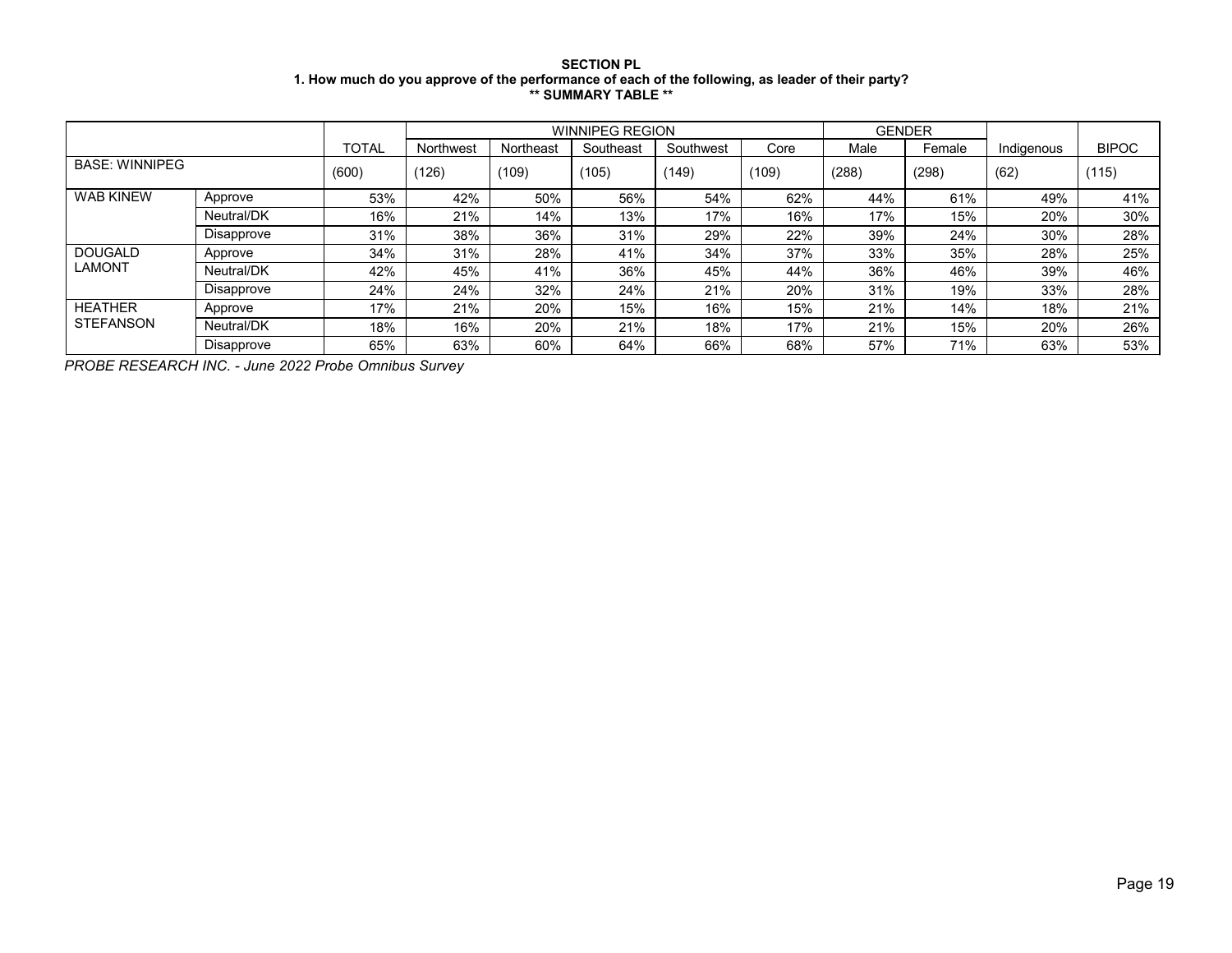**SECTION PL**
**1. How much do you approve of the performance of each of the following, as leader of their party?**
**\*\* SUMMARY TABLE \*\***

| | | | WINNIPEG REGION | | | | | GENDER | | | |
|---|---|---|---|---|---|---|---|---|---|---|---|
| | | TOTAL | Northwest | Northeast | Southeast | Southwest | Core | Male | Female | Indigenous | BIPOC |
| BASE: WINNIPEG | | (600) | (126) | (109) | (105) | (149) | (109) | (288) | (298) | (62) | (115) |
| WAB KINEW | Approve | 53% | 42% | 50% | 56% | 54% | 62% | 44% | 61% | 49% | 41% |
| | Neutral/DK | 16% | 21% | 14% | 13% | 17% | 16% | 17% | 15% | 20% | 30% |
| | Disapprove | 31% | 38% | 36% | 31% | 29% | 22% | 39% | 24% | 30% | 28% |
| DOUGALD LAMONT | Approve | 34% | 31% | 28% | 41% | 34% | 37% | 33% | 35% | 28% | 25% |
| | Neutral/DK | 42% | 45% | 41% | 36% | 45% | 44% | 36% | 46% | 39% | 46% |
| | Disapprove | 24% | 24% | 32% | 24% | 21% | 20% | 31% | 19% | 33% | 28% |
| HEATHER STEFANSON | Approve | 17% | 21% | 20% | 15% | 16% | 15% | 21% | 14% | 18% | 21% |
| | Neutral/DK | 18% | 16% | 20% | 21% | 18% | 17% | 21% | 15% | 20% | 26% |
| | Disapprove | 65% | 63% | 60% | 64% | 66% | 68% | 57% | 71% | 63% | 53% |

*PROBE RESEARCH INC. - June 2022 Probe Omnibus Survey*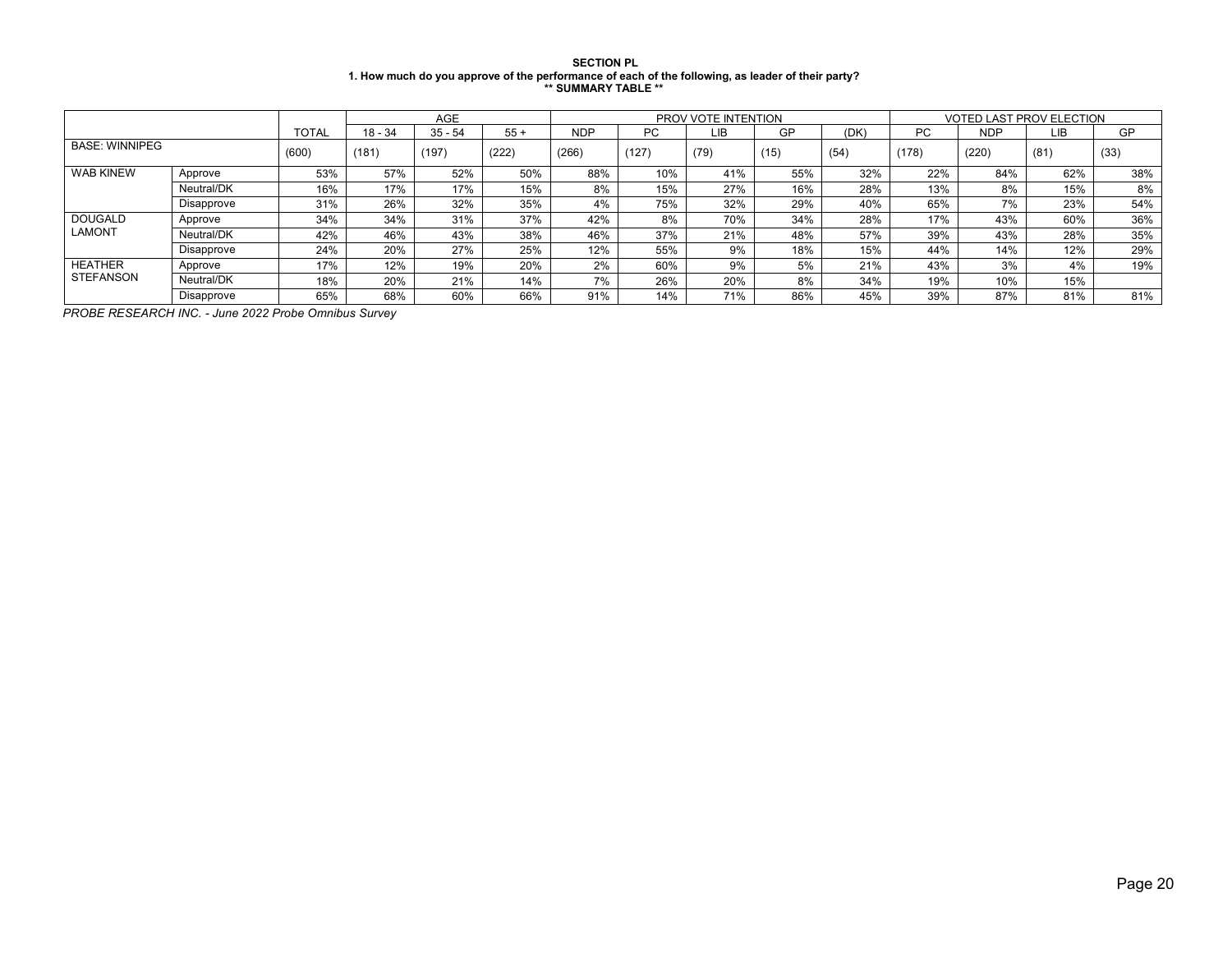**SECTION PL**
**1. How much do you approve of the performance of each of the following, as leader of their party?**
**\*\* SUMMARY TABLE \*\***

| | | | AGE | | | PROV VOTE INTENTION | | | | | VOTED LAST PROV ELECTION | | | |
|---|---|---|---|---|---|---|---|---|---|---|---|---|---|---|
| | | TOTAL | 18 - 34 | 35 - 54 | 55 + | NDP | PC | LIB | GP | (DK) | PC | NDP | LIB | GP |
| BASE: WINNIPEG | | (600) | (181) | (197) | (222) | (266) | (127) | (79) | (15) | (54) | (178) | (220) | (81) | (33) |
| WAB KINEW | Approve | 53% | 57% | 52% | 50% | 88% | 10% | 41% | 55% | 32% | 22% | 84% | 62% | 38% |
| | Neutral/DK | 16% | 17% | 17% | 15% | 8% | 15% | 27% | 16% | 28% | 13% | 8% | 15% | 8% |
| | Disapprove | 31% | 26% | 32% | 35% | 4% | 75% | 32% | 29% | 40% | 65% | 7% | 23% | 54% |
| DOUGALD LAMONT | Approve | 34% | 34% | 31% | 37% | 42% | 8% | 70% | 34% | 28% | 17% | 43% | 60% | 36% |
| | Neutral/DK | 42% | 46% | 43% | 38% | 46% | 37% | 21% | 48% | 57% | 39% | 43% | 28% | 35% |
| | Disapprove | 24% | 20% | 27% | 25% | 12% | 55% | 9% | 18% | 15% | 44% | 14% | 12% | 29% |
| HEATHER STEFANSON | Approve | 17% | 12% | 19% | 20% | 2% | 60% | 9% | 5% | 21% | 43% | 3% | 4% | 19% |
| | Neutral/DK | 18% | 20% | 21% | 14% | 7% | 26% | 20% | 8% | 34% | 19% | 10% | 15% | |
| | Disapprove | 65% | 68% | 60% | 66% | 91% | 14% | 71% | 86% | 45% | 39% | 87% | 81% | 81% |

*PROBE RESEARCH INC. - June 2022 Probe Omnibus Survey*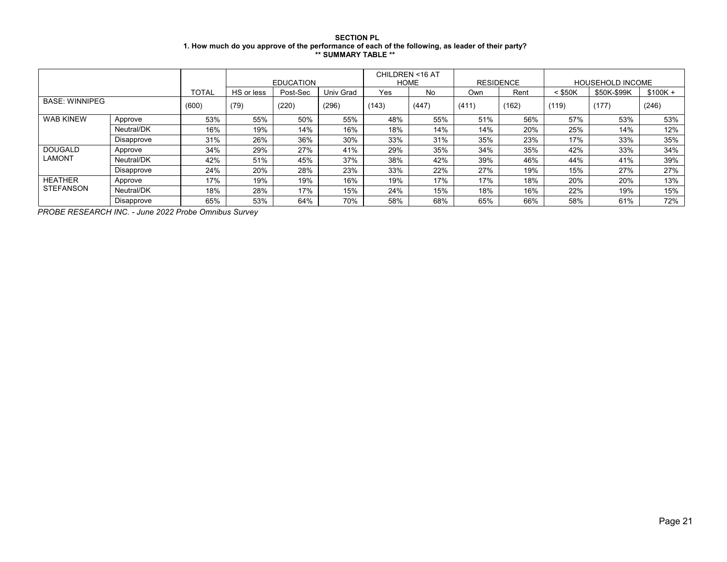**SECTION PL**

**1. How much do you approve of the performance of each of the following, as leader of their party?**

**\*\* SUMMARY TABLE \*\***

| | | TOTAL | EDUCATION | | | CHILDREN <16 AT HOME | | RESIDENCE | | HOUSEHOLD INCOME | | |
|---|---|---|---|---|---|---|---|---|---|---|---|---|
| | | | HS or less | Post-Sec | Univ Grad | Yes | No | Own | Rent | < $50K | $50K-$99K | $100K + |
| BASE: WINNIPEG | | (600) | (79) | (220) | (296) | (143) | (447) | (411) | (162) | (119) | (177) | (246) |
| WAB KINEW | Approve | 53% | 55% | 50% | 55% | 48% | 55% | 51% | 56% | 57% | 53% | 53% |
| | Neutral/DK | 16% | 19% | 14% | 16% | 18% | 14% | 14% | 20% | 25% | 14% | 12% |
| | Disapprove | 31% | 26% | 36% | 30% | 33% | 31% | 35% | 23% | 17% | 33% | 35% |
| DOUGALD LAMONT | Approve | 34% | 29% | 27% | 41% | 29% | 35% | 34% | 35% | 42% | 33% | 34% |
| | Neutral/DK | 42% | 51% | 45% | 37% | 38% | 42% | 39% | 46% | 44% | 41% | 39% |
| | Disapprove | 24% | 20% | 28% | 23% | 33% | 22% | 27% | 19% | 15% | 27% | 27% |
| HEATHER STEFANSON | Approve | 17% | 19% | 19% | 16% | 19% | 17% | 17% | 18% | 20% | 20% | 13% |
| | Neutral/DK | 18% | 28% | 17% | 15% | 24% | 15% | 18% | 16% | 22% | 19% | 15% |
| | Disapprove | 65% | 53% | 64% | 70% | 58% | 68% | 65% | 66% | 58% | 61% | 72% |

*PROBE RESEARCH INC. - June 2022 Probe Omnibus Survey*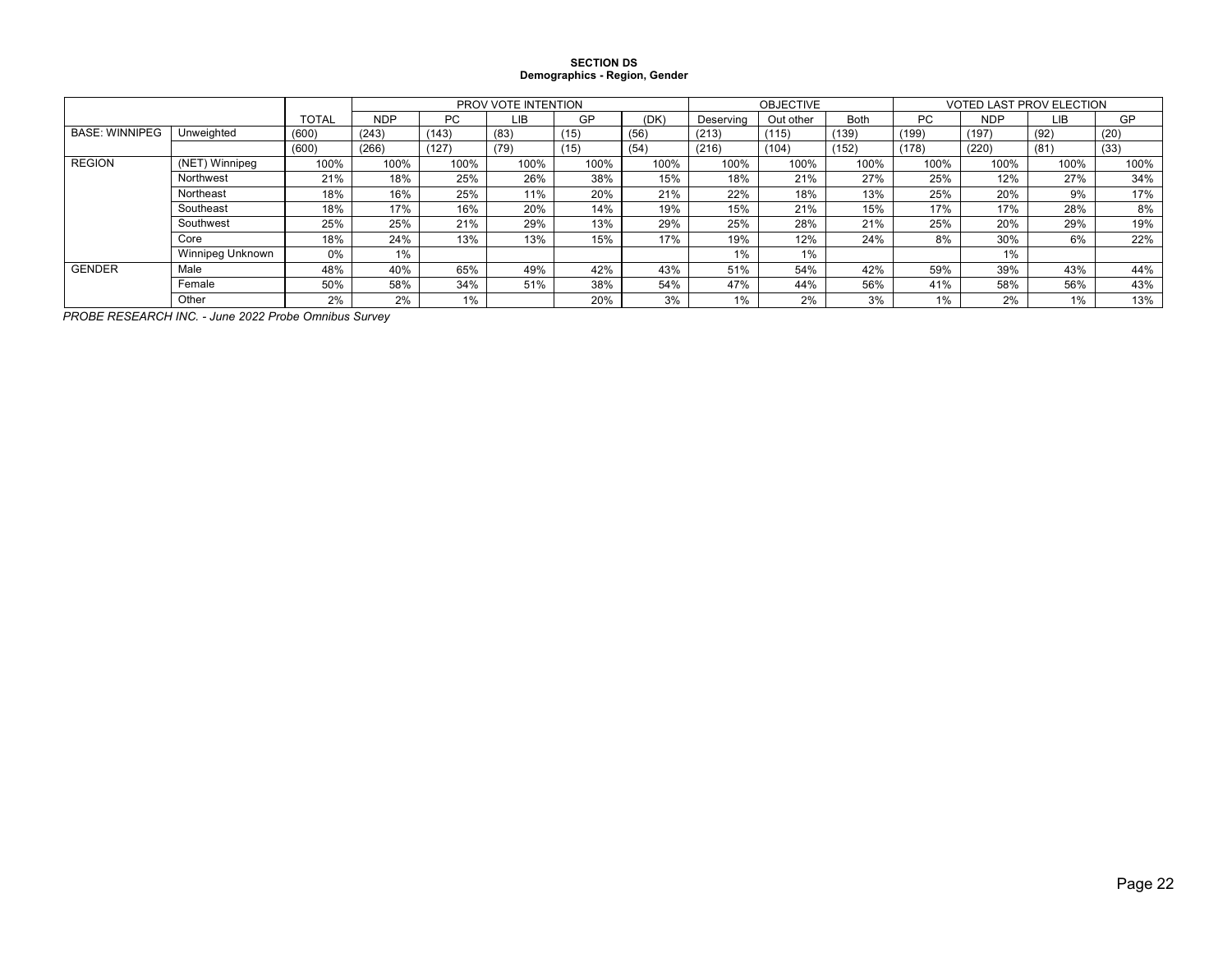**SECTION DS**
**Demographics - Region, Gender**

| | | | PROV VOTE INTENTION | | | | | OBJECTIVE | | | VOTED LAST PROV ELECTION | | | |
|---|---|---|---|---|---|---|---|---|---|---|---|---|---|---|
| | | TOTAL | NDP | PC | LIB | GP | (DK) | Deserving | Out other | Both | PC | NDP | LIB | GP |
| BASE: WINNIPEG | Unweighted | (600) | (243) | (143) | (83) | (15) | (56) | (213) | (115) | (139) | (199) | (197) | (92) | (20) |
| | | (600) | (266) | (127) | (79) | (15) | (54) | (216) | (104) | (152) | (178) | (220) | (81) | (33) |
| REGION | (NET) Winnipeg | 100% | 100% | 100% | 100% | 100% | 100% | 100% | 100% | 100% | 100% | 100% | 100% | 100% |
| | Northwest | 21% | 18% | 25% | 26% | 38% | 15% | 18% | 21% | 27% | 25% | 12% | 27% | 34% |
| | Northeast | 18% | 16% | 25% | 11% | 20% | 21% | 22% | 18% | 13% | 25% | 20% | 9% | 17% |
| | Southeast | 18% | 17% | 16% | 20% | 14% | 19% | 15% | 21% | 15% | 17% | 17% | 28% | 8% |
| | Southwest | 25% | 25% | 21% | 29% | 13% | 29% | 25% | 28% | 21% | 25% | 20% | 29% | 19% |
| | Core | 18% | 24% | 13% | 13% | 15% | 17% | 19% | 12% | 24% | 8% | 30% | 6% | 22% |
| | Winnipeg Unknown | 0% | 1% | | | | | 1% | 1% | | | 1% | | |
| GENDER | Male | 48% | 40% | 65% | 49% | 42% | 43% | 51% | 54% | 42% | 59% | 39% | 43% | 44% |
| | Female | 50% | 58% | 34% | 51% | 38% | 54% | 47% | 44% | 56% | 41% | 58% | 56% | 43% |
| | Other | 2% | 2% | 1% | | 20% | 3% | 1% | 2% | 3% | 1% | 2% | 1% | 13% |

*PROBE RESEARCH INC. - June 2022 Probe Omnibus Survey*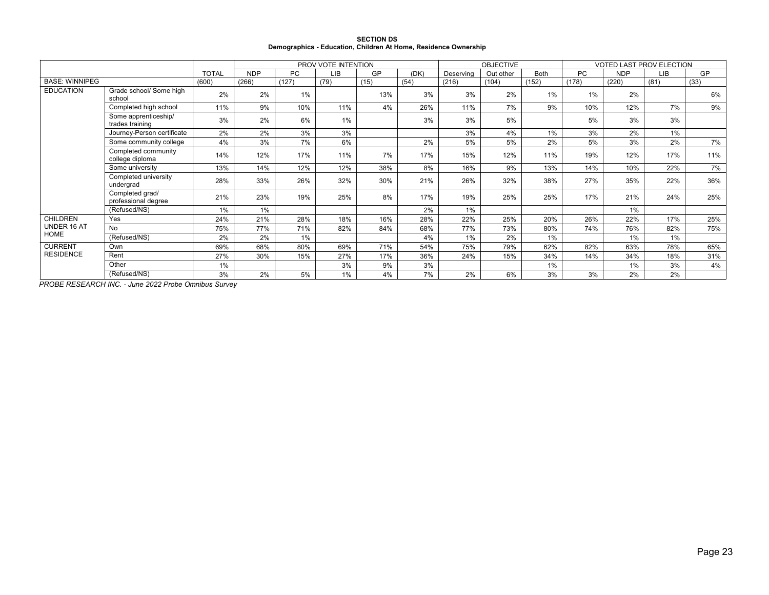**SECTION DS**
**Demographics - Education, Children At Home, Residence Ownership**

| | | | PROV VOTE INTENTION | | | | | OBJECTIVE | | | VOTED LAST PROV ELECTION | | | |
|---|---|---|---|---|---|---|---|---|---|---|---|---|---|---|
| | | TOTAL | NDP | PC | LIB | GP | (DK) | Deserving | Out other | Both | PC | NDP | LIB | GP |
| BASE: WINNIPEG | | (600) | (266) | (127) | (79) | (15) | (54) | (216) | (104) | (152) | (178) | (220) | (81) | (33) |
| EDUCATION | Grade school/ Some high school | 2% | 2% | 1% | | 13% | 3% | 3% | 2% | 1% | 1% | 2% | | 6% |
| | Completed high school | 11% | 9% | 10% | 11% | 4% | 26% | 11% | 7% | 9% | 10% | 12% | 7% | 9% |
| | Some apprenticeship/ trades training | 3% | 2% | 6% | 1% | | 3% | 3% | 5% | | 5% | 3% | 3% | |
| | Journey-Person certificate | 2% | 2% | 3% | 3% | | | 3% | 4% | 1% | 3% | 2% | 1% | |
| | Some community college | 4% | 3% | 7% | 6% | | 2% | 5% | 5% | 2% | 5% | 3% | 2% | 7% |
| | Completed community college diploma | 14% | 12% | 17% | 11% | 7% | 17% | 15% | 12% | 11% | 19% | 12% | 17% | 11% |
| | Some university | 13% | 14% | 12% | 12% | 38% | 8% | 16% | 9% | 13% | 14% | 10% | 22% | 7% |
| | Completed university undergrad | 28% | 33% | 26% | 32% | 30% | 21% | 26% | 32% | 38% | 27% | 35% | 22% | 36% |
| | Completed grad/ professional degree | 21% | 23% | 19% | 25% | 8% | 17% | 19% | 25% | 25% | 17% | 21% | 24% | 25% |
| | (Refused/NS) | 1% | 1% | | | | 2% | 1% | | | | 1% | | |
| CHILDREN UNDER 16 AT HOME | Yes | 24% | 21% | 28% | 18% | 16% | 28% | 22% | 25% | 20% | 26% | 22% | 17% | 25% |
| | No | 75% | 77% | 71% | 82% | 84% | 68% | 77% | 73% | 80% | 74% | 76% | 82% | 75% |
| | (Refused/NS) | 2% | 2% | 1% | | | 4% | 1% | 2% | 1% | | 1% | 1% | |
| CURRENT RESIDENCE | Own | 69% | 68% | 80% | 69% | 71% | 54% | 75% | 79% | 62% | 82% | 63% | 78% | 65% |
| | Rent | 27% | 30% | 15% | 27% | 17% | 36% | 24% | 15% | 34% | 14% | 34% | 18% | 31% |
| | Other | 1% | | | 3% | 9% | 3% | | | 1% | | 1% | 3% | 4% |
| | (Refused/NS) | 3% | 2% | 5% | 1% | 4% | 7% | 2% | 6% | 3% | 3% | 2% | 2% | |

*PROBE RESEARCH INC. - June 2022 Probe Omnibus Survey*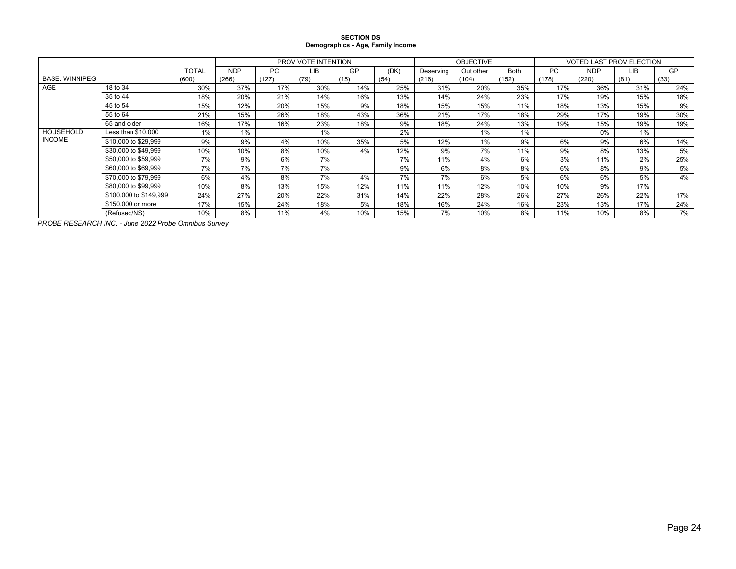**SECTION DS**
**Demographics - Age, Family Income**

| | | | PROV VOTE INTENTION | | | | | OBJECTIVE | | | VOTED LAST PROV ELECTION | | | |
|---|---|---|---|---|---|---|---|---|---|---|---|---|---|---|
| | | TOTAL | NDP | PC | LIB | GP | (DK) | Deserving | Out other | Both | PC | NDP | LIB | GP |
| BASE: WINNIPEG | | (600) | (266) | (127) | (79) | (15) | (54) | (216) | (104) | (152) | (178) | (220) | (81) | (33) |
| AGE | 18 to 34 | 30% | 37% | 17% | 30% | 14% | 25% | 31% | 20% | 35% | 17% | 36% | 31% | 24% |
| | 35 to 44 | 18% | 20% | 21% | 14% | 16% | 13% | 14% | 24% | 23% | 17% | 19% | 15% | 18% |
| | 45 to 54 | 15% | 12% | 20% | 15% | 9% | 18% | 15% | 15% | 11% | 18% | 13% | 15% | 9% |
| | 55 to 64 | 21% | 15% | 26% | 18% | 43% | 36% | 21% | 17% | 18% | 29% | 17% | 19% | 30% |
| | 65 and older | 16% | 17% | 16% | 23% | 18% | 9% | 18% | 24% | 13% | 19% | 15% | 19% | 19% |
| HOUSEHOLD INCOME | Less than $10,000 | 1% | 1% | | 1% | | 2% | | 1% | 1% | | 0% | 1% | |
| | $10,000 to $29,999 | 9% | 9% | 4% | 10% | 35% | 5% | 12% | 1% | 9% | 6% | 9% | 6% | 14% |
| | $30,000 to $49,999 | 10% | 10% | 8% | 10% | 4% | 12% | 9% | 7% | 11% | 9% | 8% | 13% | 5% |
| | $50,000 to $59,999 | 7% | 9% | 6% | 7% | | 7% | 11% | 4% | 6% | 3% | 11% | 2% | 25% |
| | $60,000 to $69,999 | 7% | 7% | 7% | 7% | | 9% | 6% | 8% | 8% | 6% | 8% | 9% | 5% |
| | $70,000 to $79,999 | 6% | 4% | 8% | 7% | 4% | 7% | 7% | 6% | 5% | 6% | 6% | 5% | 4% |
| | $80,000 to $99,999 | 10% | 8% | 13% | 15% | 12% | 11% | 11% | 12% | 10% | 10% | 9% | 17% | |
| | $100,000 to $149,999 | 24% | 27% | 20% | 22% | 31% | 14% | 22% | 28% | 26% | 27% | 26% | 22% | 17% |
| | $150,000 or more | 17% | 15% | 24% | 18% | 5% | 18% | 16% | 24% | 16% | 23% | 13% | 17% | 24% |
| | (Refused/NS) | 10% | 8% | 11% | 4% | 10% | 15% | 7% | 10% | 8% | 11% | 10% | 8% | 7% |

*PROBE RESEARCH INC. - June 2022 Probe Omnibus Survey*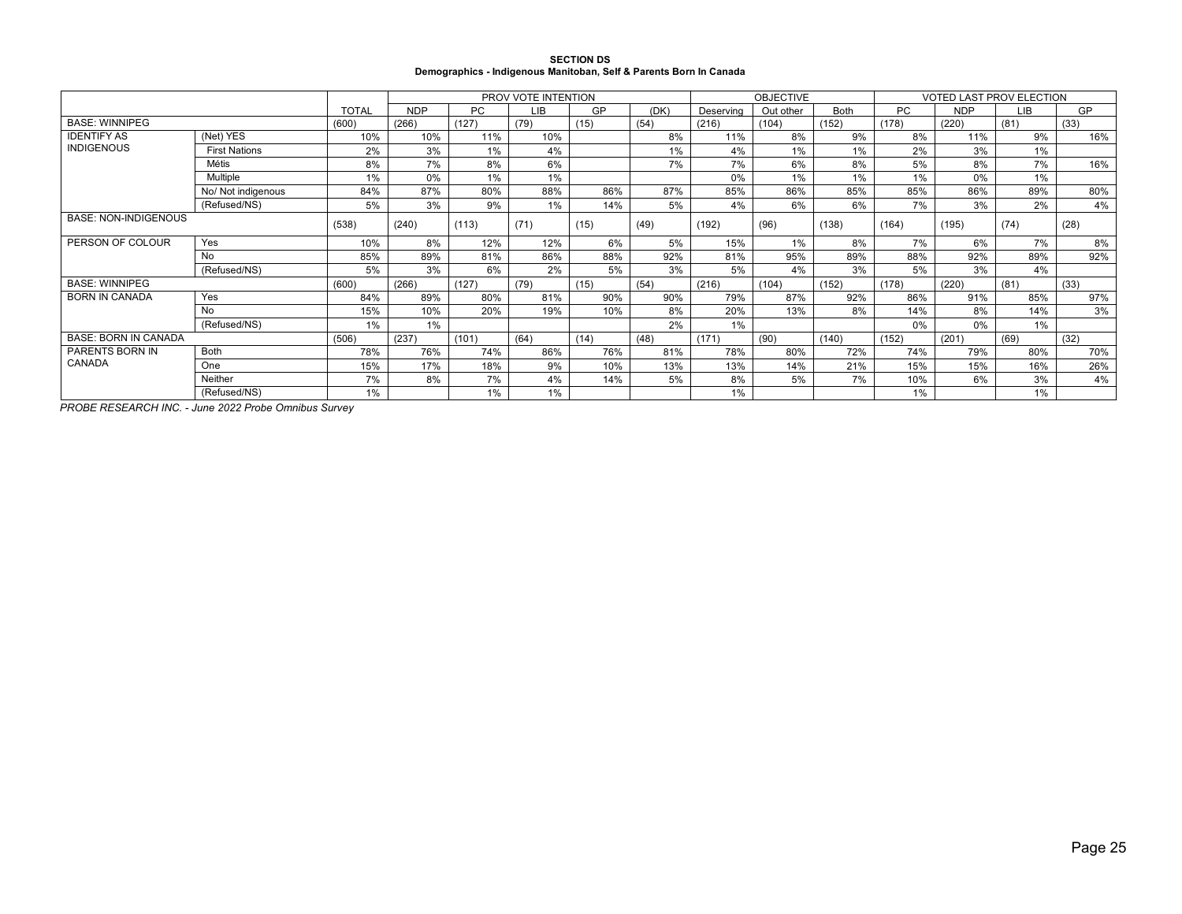**SECTION DS**
**Demographics - Indigenous Manitoban, Self & Parents Born In Canada**

| | | | PROV VOTE INTENTION | | | | | OBJECTIVE | | | VOTED LAST PROV ELECTION | | | |
|---|---|---|---|---|---|---|---|---|---|---|---|---|---|---|
| | | TOTAL | NDP | PC | LIB | GP | (DK) | Deserving | Out other | Both | PC | NDP | LIB | GP |
| BASE: WINNIPEG | | (600) | (266) | (127) | (79) | (15) | (54) | (216) | (104) | (152) | (178) | (220) | (81) | (33) |
| IDENTIFY AS INDIGENOUS | (Net) YES | 10% | 10% | 11% | 10% | | 8% | 11% | 8% | 9% | 8% | 11% | 9% | 16% |
| | First Nations | 2% | 3% | 1% | 4% | | 1% | 4% | 1% | 1% | 2% | 3% | 1% | |
| | Métis | 8% | 7% | 8% | 6% | | 7% | 7% | 6% | 8% | 5% | 8% | 7% | 16% |
| | Multiple | 1% | 0% | 1% | 1% | | | 0% | 1% | 1% | 1% | 0% | 1% | |
| | No/ Not indigenous | 84% | 87% | 80% | 88% | 86% | 87% | 85% | 86% | 85% | 85% | 86% | 89% | 80% |
| | (Refused/NS) | 5% | 3% | 9% | 1% | 14% | 5% | 4% | 6% | 6% | 7% | 3% | 2% | 4% |
| BASE: NON-INDIGENOUS | | (538) | (240) | (113) | (71) | (15) | (49) | (192) | (96) | (138) | (164) | (195) | (74) | (28) |
| PERSON OF COLOUR | Yes | 10% | 8% | 12% | 12% | 6% | 5% | 15% | 1% | 8% | 7% | 6% | 7% | 8% |
| | No | 85% | 89% | 81% | 86% | 88% | 92% | 81% | 95% | 89% | 88% | 92% | 89% | 92% |
| | (Refused/NS) | 5% | 3% | 6% | 2% | 5% | 3% | 5% | 4% | 3% | 5% | 3% | 4% | |
| BASE: WINNIPEG | | (600) | (266) | (127) | (79) | (15) | (54) | (216) | (104) | (152) | (178) | (220) | (81) | (33) |
| BORN IN CANADA | Yes | 84% | 89% | 80% | 81% | 90% | 90% | 79% | 87% | 92% | 86% | 91% | 85% | 97% |
| | No | 15% | 10% | 20% | 19% | 10% | 8% | 20% | 13% | 8% | 14% | 8% | 14% | 3% |
| | (Refused/NS) | 1% | 1% | | | | 2% | 1% | | | 0% | 0% | 1% | |
| BASE: BORN IN CANADA | | (506) | (237) | (101) | (64) | (14) | (48) | (171) | (90) | (140) | (152) | (201) | (69) | (32) |
| PARENTS BORN IN CANADA | Both | 78% | 76% | 74% | 86% | 76% | 81% | 78% | 80% | 72% | 74% | 79% | 80% | 70% |
| | One | 15% | 17% | 18% | 9% | 10% | 13% | 13% | 14% | 21% | 15% | 15% | 16% | 26% |
| | Neither | 7% | 8% | 7% | 4% | 14% | 5% | 8% | 5% | 7% | 10% | 6% | 3% | 4% |
| | (Refused/NS) | 1% | | 1% | 1% | | | 1% | | | 1% | | 1% | |

*PROBE RESEARCH INC. - June 2022 Probe Omnibus Survey*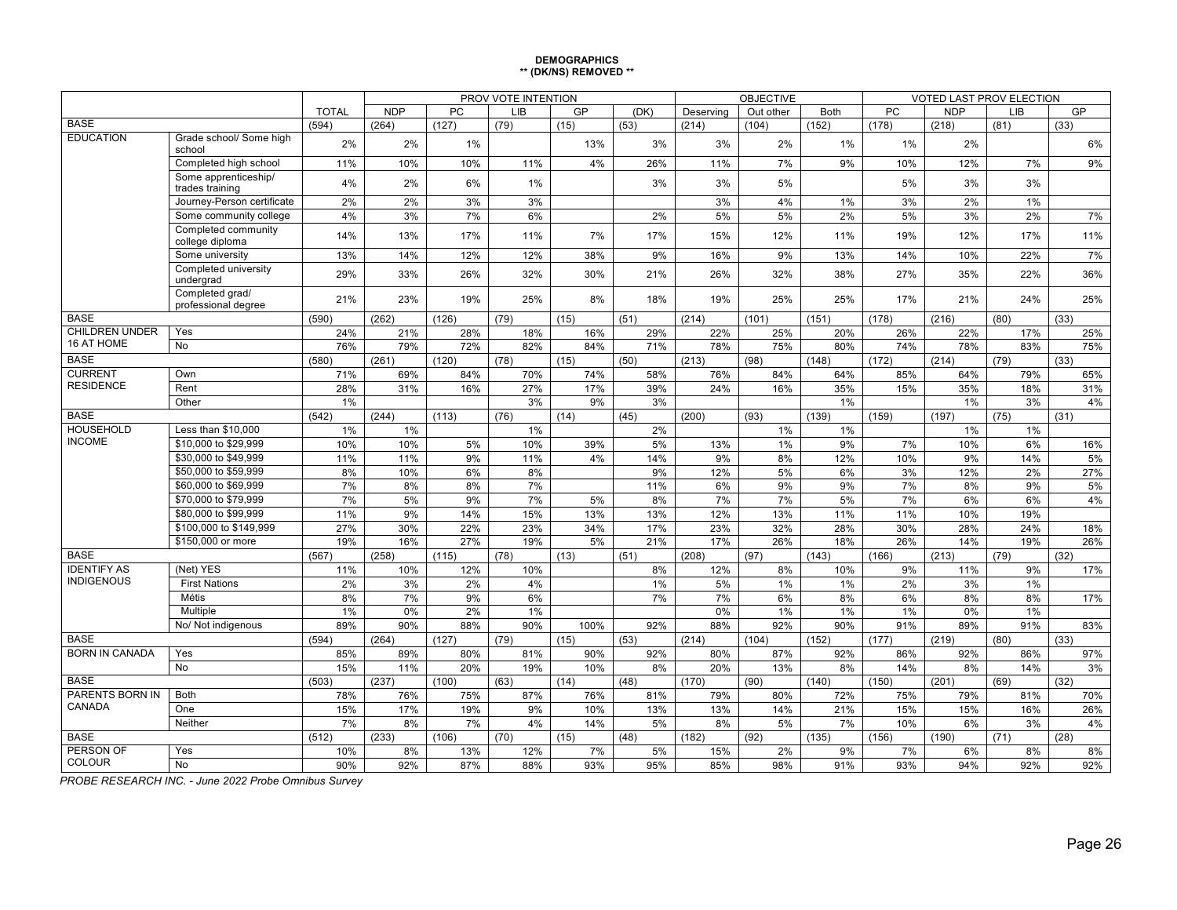**DEMOGRAPHICS**
**\*\* (DK/NS) REMOVED \*\***

| | | | PROV VOTE INTENTION | | | | | OBJECTIVE | | | VOTED LAST PROV ELECTION | | | |
|---|---|---|---|---|---|---|---|---|---|---|---|---|---|---|
| | | TOTAL | NDP | PC | LIB | GP | (DK) | Deserving | Out other | Both | PC | NDP | LIB | GP |
| BASE | | (594) | (264) | (127) | (79) | (15) | (53) | (214) | (104) | (152) | (178) | (218) | (81) | (33) |
| EDUCATION | Grade school/ Some high school | 2% | 2% | 1% | | 13% | 3% | 3% | 2% | 1% | 1% | 2% | | 6% |
| | Completed high school | 11% | 10% | 10% | 11% | 4% | 26% | 11% | 7% | 9% | 10% | 12% | 7% | 9% |
| | Some apprenticeship/ trades training | 4% | 2% | 6% | 1% | | 3% | 3% | 5% | | 5% | 3% | 3% | |
| | Journey-Person certificate | 2% | 2% | 3% | 3% | | | 3% | 4% | 1% | 3% | 2% | 1% | |
| | Some community college | 4% | 3% | 7% | 6% | | 2% | 5% | 5% | 2% | 5% | 3% | 2% | 7% |
| | Completed community college diploma | 14% | 13% | 17% | 11% | 7% | 17% | 15% | 12% | 11% | 19% | 12% | 17% | 11% |
| | Some university | 13% | 14% | 12% | 12% | 38% | 9% | 16% | 9% | 13% | 14% | 10% | 22% | 7% |
| | Completed university undergrad | 29% | 33% | 26% | 32% | 30% | 21% | 26% | 32% | 38% | 27% | 35% | 22% | 36% |
| | Completed grad/ professional degree | 21% | 23% | 19% | 25% | 8% | 18% | 19% | 25% | 25% | 17% | 21% | 24% | 25% |
| BASE | | (590) | (262) | (126) | (79) | (15) | (51) | (214) | (101) | (151) | (178) | (216) | (80) | (33) |
| CHILDREN UNDER 16 AT HOME | Yes | 24% | 21% | 28% | 18% | 16% | 29% | 22% | 25% | 20% | 26% | 22% | 17% | 25% |
| | No | 76% | 79% | 72% | 82% | 84% | 71% | 78% | 75% | 80% | 74% | 78% | 83% | 75% |
| BASE | | (580) | (261) | (120) | (78) | (15) | (50) | (213) | (98) | (148) | (172) | (214) | (79) | (33) |
| CURRENT RESIDENCE | Own | 71% | 69% | 84% | 70% | 74% | 58% | 76% | 84% | 64% | 85% | 64% | 79% | 65% |
| | Rent | 28% | 31% | 16% | 27% | 17% | 39% | 24% | 16% | 35% | 15% | 35% | 18% | 31% |
| | Other | 1% | | | 3% | 9% | 3% | | | 1% | | 1% | 3% | 4% |
| BASE | | (542) | (244) | (113) | (76) | (14) | (45) | (200) | (93) | (139) | (159) | (197) | (75) | (31) |
| HOUSEHOLD INCOME | Less than $10,000 | 1% | 1% | | 1% | | 2% | | 1% | 1% | | 1% | 1% | |
| | $10,000 to $29,999 | 10% | 10% | 5% | 10% | 39% | 5% | 13% | 1% | 9% | 7% | 10% | 6% | 16% |
| | $30,000 to $49,999 | 11% | 11% | 9% | 11% | 4% | 14% | 9% | 8% | 12% | 10% | 9% | 14% | 5% |
| | $50,000 to $59,999 | 8% | 10% | 6% | 8% | | 9% | 12% | 5% | 6% | 3% | 12% | 2% | 27% |
| | $60,000 to $69,999 | 7% | 8% | 8% | 7% | | 11% | 6% | 9% | 9% | 7% | 8% | 9% | 5% |
| | $70,000 to $79,999 | 7% | 5% | 9% | 7% | 5% | 8% | 7% | 7% | 5% | 7% | 6% | 6% | 4% |
| | $80,000 to $99,999 | 11% | 9% | 14% | 15% | 13% | 13% | 12% | 13% | 11% | 11% | 10% | 19% | |
| | $100,000 to $149,999 | 27% | 30% | 22% | 23% | 34% | 17% | 23% | 32% | 28% | 30% | 28% | 24% | 18% |
| | $150,000 or more | 19% | 16% | 27% | 19% | 5% | 21% | 17% | 26% | 18% | 26% | 14% | 19% | 26% |
| BASE | | (567) | (258) | (115) | (78) | (13) | (51) | (208) | (97) | (143) | (166) | (213) | (79) | (32) |
| IDENTIFY AS INDIGENOUS | (Net) YES | 11% | 10% | 12% | 10% | | 8% | 12% | 8% | 10% | 9% | 11% | 9% | 17% |
| | First Nations | 2% | 3% | 2% | 4% | | 1% | 5% | 1% | 1% | 2% | 3% | 1% | |
| | Métis | 8% | 7% | 9% | 6% | | 7% | 7% | 6% | 8% | 6% | 8% | 8% | 17% |
| | Multiple | 1% | 0% | 2% | 1% | | | 0% | 1% | 1% | 1% | 0% | 1% | |
| | No/ Not indigenous | 89% | 90% | 88% | 90% | 100% | 92% | 88% | 92% | 90% | 91% | 89% | 91% | 83% |
| BASE | | (594) | (264) | (127) | (79) | (15) | (53) | (214) | (104) | (152) | (177) | (219) | (80) | (33) |
| BORN IN CANADA | Yes | 85% | 89% | 80% | 81% | 90% | 92% | 80% | 87% | 92% | 86% | 92% | 86% | 97% |
| | No | 15% | 11% | 20% | 19% | 10% | 8% | 20% | 13% | 8% | 14% | 8% | 14% | 3% |
| BASE | | (503) | (237) | (100) | (63) | (14) | (48) | (170) | (90) | (140) | (150) | (201) | (69) | (32) |
| PARENTS BORN IN CANADA | Both | 78% | 76% | 75% | 87% | 76% | 81% | 79% | 80% | 72% | 75% | 79% | 81% | 70% |
| | One | 15% | 17% | 19% | 9% | 10% | 13% | 13% | 14% | 21% | 15% | 15% | 16% | 26% |
| | Neither | 7% | 8% | 7% | 4% | 14% | 5% | 8% | 5% | 7% | 10% | 6% | 3% | 4% |
| BASE | | (512) | (233) | (106) | (70) | (15) | (48) | (182) | (92) | (135) | (156) | (190) | (71) | (28) |
| PERSON OF COLOUR | Yes | 10% | 8% | 13% | 12% | 7% | 5% | 15% | 2% | 9% | 7% | 6% | 8% | 8% |
| | No | 90% | 92% | 87% | 88% | 93% | 95% | 85% | 98% | 91% | 93% | 94% | 92% | 92% |

*PROBE RESEARCH INC. - June 2022 Probe Omnibus Survey*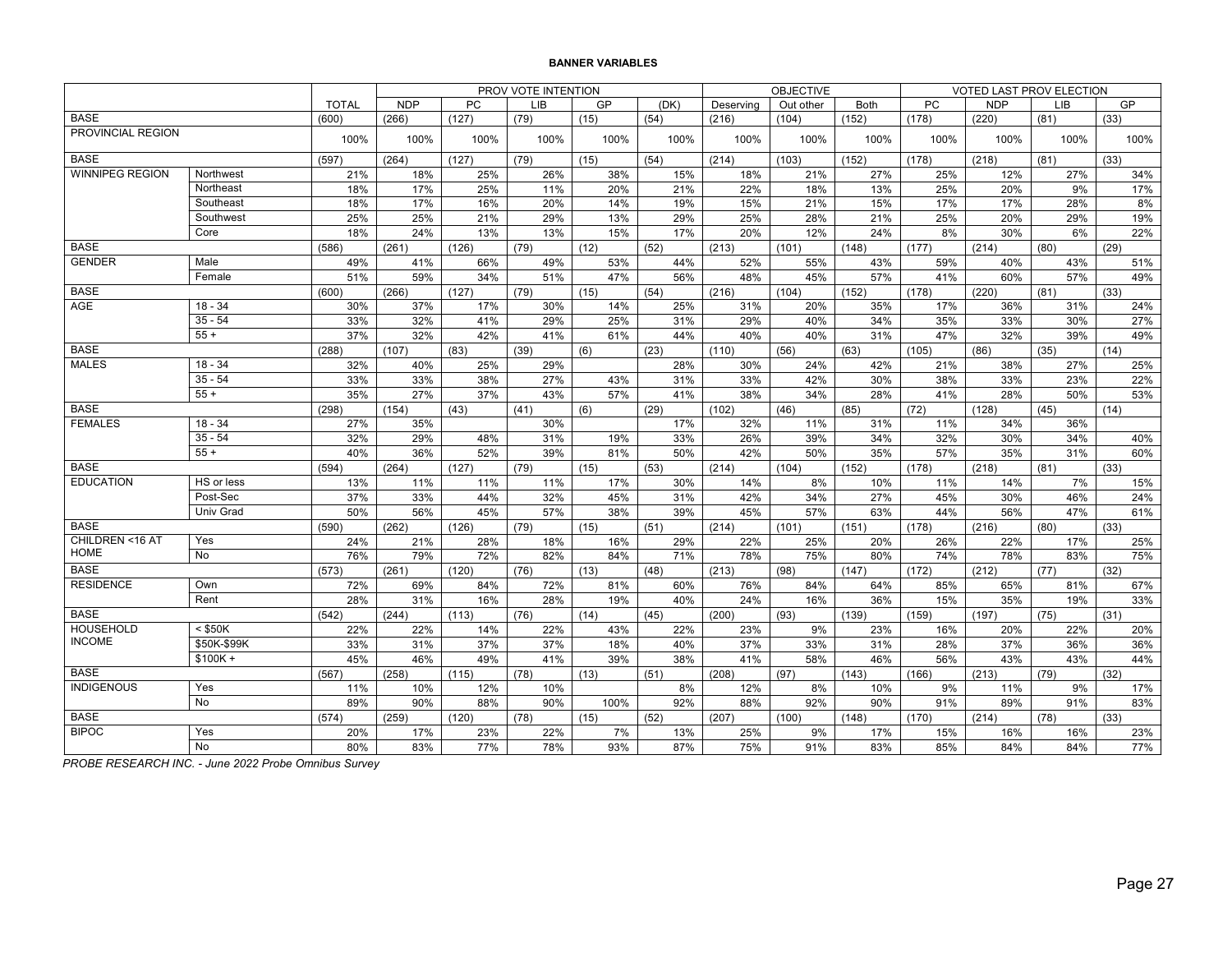#### BANNER VARIABLES

| | | | PROV VOTE INTENTION | | | | | OBJECTIVE | | | VOTED LAST PROV ELECTION | | | |
|---|---|---|---|---|---|---|---|---|---|---|---|---|---|---|
| | | TOTAL | NDP | PC | LIB | GP | (DK) | Deserving | Out other | Both | PC | NDP | LIB | GP |
| BASE | | (600) | (266) | (127) | (79) | (15) | (54) | (216) | (104) | (152) | (178) | (220) | (81) | (33) |
| PROVINCIAL REGION | | 100% | 100% | 100% | 100% | 100% | 100% | 100% | 100% | 100% | 100% | 100% | 100% | 100% |
| BASE | | (597) | (264) | (127) | (79) | (15) | (54) | (214) | (103) | (152) | (178) | (218) | (81) | (33) |
| WINNIPEG REGION | Northwest | 21% | 18% | 25% | 26% | 38% | 15% | 18% | 21% | 27% | 25% | 12% | 27% | 34% |
| | Northeast | 18% | 17% | 25% | 11% | 20% | 21% | 22% | 18% | 13% | 25% | 20% | 9% | 17% |
| | Southeast | 18% | 17% | 16% | 20% | 14% | 19% | 15% | 21% | 15% | 17% | 17% | 28% | 8% |
| | Southwest | 25% | 25% | 21% | 29% | 13% | 29% | 25% | 28% | 21% | 25% | 20% | 29% | 19% |
| | Core | 18% | 24% | 13% | 13% | 15% | 17% | 20% | 12% | 24% | 8% | 30% | 6% | 22% |
| BASE | | (586) | (261) | (126) | (79) | (12) | (52) | (213) | (101) | (148) | (177) | (214) | (80) | (29) |
| GENDER | Male | 49% | 41% | 66% | 49% | 53% | 44% | 52% | 55% | 43% | 59% | 40% | 43% | 51% |
| | Female | 51% | 59% | 34% | 51% | 47% | 56% | 48% | 45% | 57% | 41% | 60% | 57% | 49% |
| BASE | | (600) | (266) | (127) | (79) | (15) | (54) | (216) | (104) | (152) | (178) | (220) | (81) | (33) |
| AGE | 18 - 34 | 30% | 37% | 17% | 30% | 14% | 25% | 31% | 20% | 35% | 17% | 36% | 31% | 24% |
| | 35 - 54 | 33% | 32% | 41% | 29% | 25% | 31% | 29% | 40% | 34% | 35% | 33% | 30% | 27% |
| | 55 + | 37% | 32% | 42% | 41% | 61% | 44% | 40% | 40% | 31% | 47% | 32% | 39% | 49% |
| BASE | | (288) | (107) | (83) | (39) | (6) | (23) | (110) | (56) | (63) | (105) | (86) | (35) | (14) |
| MALES | 18 - 34 | 32% | 40% | 25% | 29% | | 28% | 30% | 24% | 42% | 21% | 38% | 27% | 25% |
| | 35 - 54 | 33% | 33% | 38% | 27% | 43% | 31% | 33% | 42% | 30% | 38% | 33% | 23% | 22% |
| | 55 + | 35% | 27% | 37% | 43% | 57% | 41% | 38% | 34% | 28% | 41% | 28% | 50% | 53% |
| BASE | | (298) | (154) | (43) | (41) | (6) | (29) | (102) | (46) | (85) | (72) | (128) | (45) | (14) |
| FEMALES | 18 - 34 | 27% | 35% | | 30% | | 17% | 32% | 11% | 31% | 11% | 34% | 36% | |
| | 35 - 54 | 32% | 29% | 48% | 31% | 19% | 33% | 26% | 39% | 34% | 32% | 30% | 34% | 40% |
| | 55 + | 40% | 36% | 52% | 39% | 81% | 50% | 42% | 50% | 35% | 57% | 35% | 31% | 60% |
| BASE | | (594) | (264) | (127) | (79) | (15) | (53) | (214) | (104) | (152) | (178) | (218) | (81) | (33) |
| EDUCATION | HS or less | 13% | 11% | 11% | 11% | 17% | 30% | 14% | 8% | 10% | 11% | 14% | 7% | 15% |
| | Post-Sec | 37% | 33% | 44% | 32% | 45% | 31% | 42% | 34% | 27% | 45% | 30% | 46% | 24% |
| | Univ Grad | 50% | 56% | 45% | 57% | 38% | 39% | 45% | 57% | 63% | 44% | 56% | 47% | 61% |
| BASE | | (590) | (262) | (126) | (79) | (15) | (51) | (214) | (101) | (151) | (178) | (216) | (80) | (33) |
| CHILDREN <16 AT HOME | Yes | 24% | 21% | 28% | 18% | 16% | 29% | 22% | 25% | 20% | 26% | 22% | 17% | 25% |
| | No | 76% | 79% | 72% | 82% | 84% | 71% | 78% | 75% | 80% | 74% | 78% | 83% | 75% |
| BASE | | (573) | (261) | (120) | (76) | (13) | (48) | (213) | (98) | (147) | (172) | (212) | (77) | (32) |
| RESIDENCE | Own | 72% | 69% | 84% | 72% | 81% | 60% | 76% | 84% | 64% | 85% | 65% | 81% | 67% |
| | Rent | 28% | 31% | 16% | 28% | 19% | 40% | 24% | 16% | 36% | 15% | 35% | 19% | 33% |
| BASE | | (542) | (244) | (113) | (76) | (14) | (45) | (200) | (93) | (139) | (159) | (197) | (75) | (31) |
| HOUSEHOLD INCOME | < $50K | 22% | 22% | 14% | 22% | 43% | 22% | 23% | 9% | 23% | 16% | 20% | 22% | 20% |
| | $50K-$99K | 33% | 31% | 37% | 37% | 18% | 40% | 37% | 33% | 31% | 28% | 37% | 36% | 36% |
| | $100K + | 45% | 46% | 49% | 41% | 39% | 38% | 41% | 58% | 46% | 56% | 43% | 43% | 44% |
| BASE | | (567) | (258) | (115) | (78) | (13) | (51) | (208) | (97) | (143) | (166) | (213) | (79) | (32) |
| INDIGENOUS | Yes | 11% | 10% | 12% | 10% | | 8% | 12% | 8% | 10% | 9% | 11% | 9% | 17% |
| | No | 89% | 90% | 88% | 90% | 100% | 92% | 88% | 92% | 90% | 91% | 89% | 91% | 83% |
| BASE | | (574) | (259) | (120) | (78) | (15) | (52) | (207) | (100) | (148) | (170) | (214) | (78) | (33) |
| BIPOC | Yes | 20% | 17% | 23% | 22% | 7% | 13% | 25% | 9% | 17% | 15% | 16% | 16% | 23% |
| | No | 80% | 83% | 77% | 78% | 93% | 87% | 75% | 91% | 83% | 85% | 84% | 84% | 77% |

*PROBE RESEARCH INC. - June 2022 Probe Omnibus Survey*